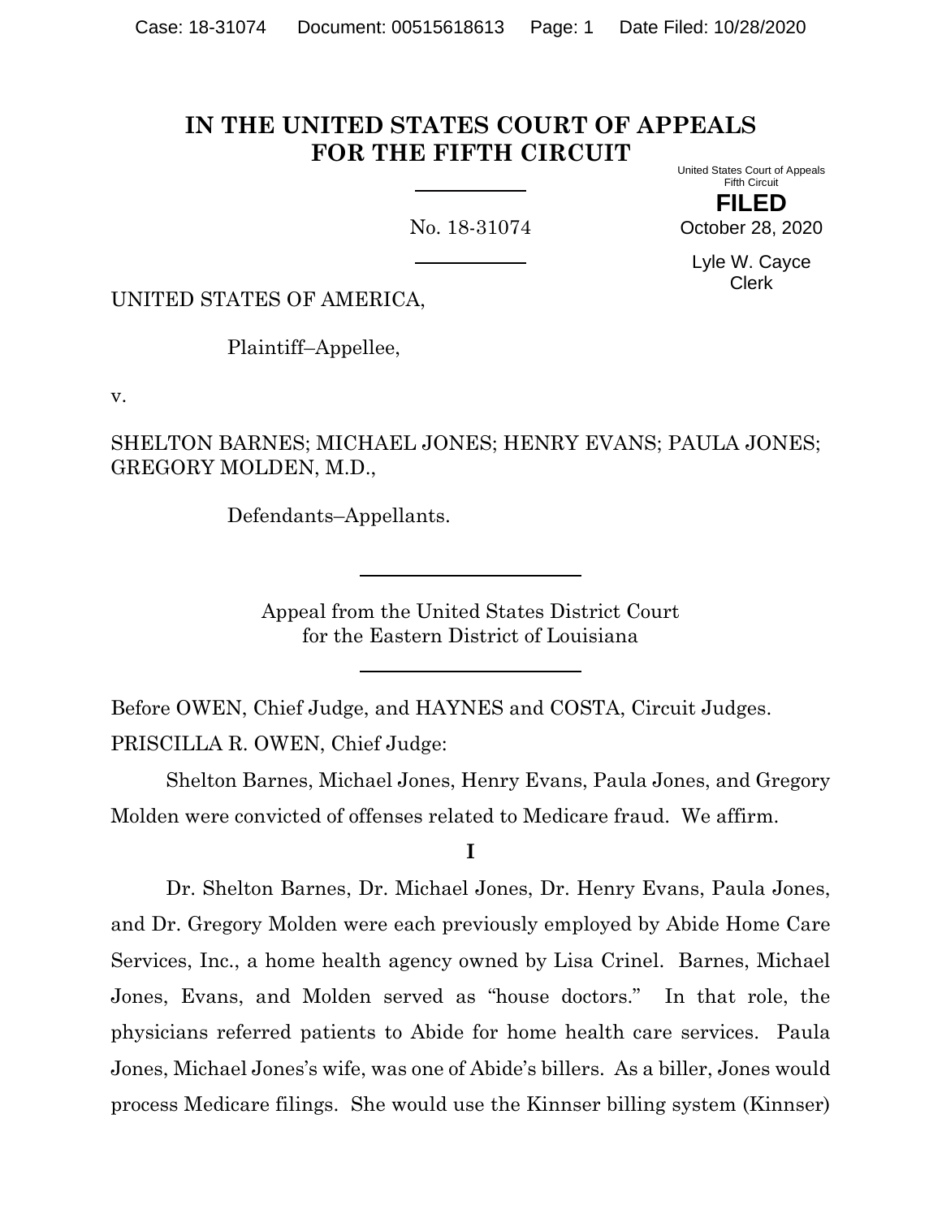# IN THE UNITED STATES COURT OF APPEALS FOR THE FIFTH CIRCUIT

United States Court of Appeals
Fifth Circuit

**FILED**

October 28, 2020

Lyle W. Cayce
Clerk

No. 18-31074

UNITED STATES OF AMERICA,

Plaintiff–Appellee,

v.

SHELTON BARNES; MICHAEL JONES; HENRY EVANS; PAULA JONES; GREGORY MOLDEN, M.D.,

Defendants–Appellants.

Appeal from the United States District Court
for the Eastern District of Louisiana

Before OWEN, Chief Judge, and HAYNES and COSTA, Circuit Judges.

PRISCILLA R. OWEN, Chief Judge:

Shelton Barnes, Michael Jones, Henry Evans, Paula Jones, and Gregory Molden were convicted of offenses related to Medicare fraud. We affirm.

## I

Dr. Shelton Barnes, Dr. Michael Jones, Dr. Henry Evans, Paula Jones, and Dr. Gregory Molden were each previously employed by Abide Home Care Services, Inc., a home health agency owned by Lisa Crinel. Barnes, Michael Jones, Evans, and Molden served as "house doctors." In that role, the physicians referred patients to Abide for home health care services. Paula Jones, Michael Jones's wife, was one of Abide's billers. As a biller, Jones would process Medicare filings. She would use the Kinnser billing system (Kinnser)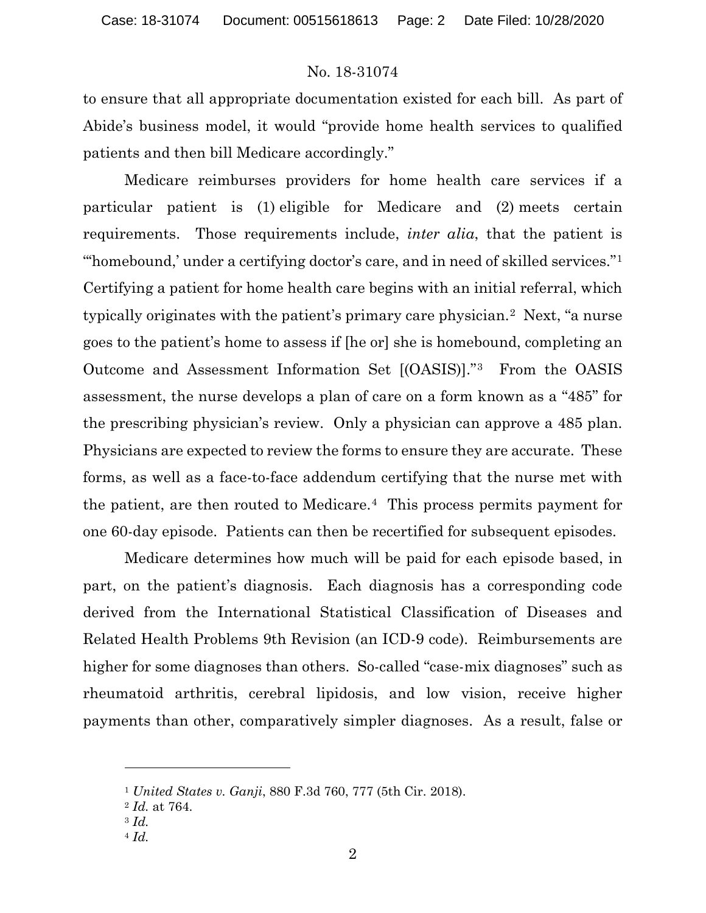to ensure that all appropriate documentation existed for each bill. As part of Abide's business model, it would "provide home health services to qualified patients and then bill Medicare accordingly."

Medicare reimburses providers for home health care services if a particular patient is (1) eligible for Medicare and (2) meets certain requirements. Those requirements include, *inter alia*, that the patient is "'homebound,' under a certifying doctor's care, and in need of skilled services."[1] Certifying a patient for home health care begins with an initial referral, which typically originates with the patient's primary care physician.[2] Next, "a nurse goes to the patient's home to assess if [he or] she is homebound, completing an Outcome and Assessment Information Set [(OASIS)]."[3] From the OASIS assessment, the nurse develops a plan of care on a form known as a "485" for the prescribing physician's review. Only a physician can approve a 485 plan. Physicians are expected to review the forms to ensure they are accurate. These forms, as well as a face-to-face addendum certifying that the nurse met with the patient, are then routed to Medicare.[4] This process permits payment for one 60-day episode. Patients can then be recertified for subsequent episodes.

Medicare determines how much will be paid for each episode based, in part, on the patient's diagnosis. Each diagnosis has a corresponding code derived from the International Statistical Classification of Diseases and Related Health Problems 9th Revision (an ICD-9 code). Reimbursements are higher for some diagnoses than others. So-called "case-mix diagnoses" such as rheumatoid arthritis, cerebral lipidosis, and low vision, receive higher payments than other, comparatively simpler diagnoses. As a result, false or

---

[1] *United States v. Ganji*, 880 F.3d 760, 777 (5th Cir. 2018).

[2] *Id.* at 764.

[3] *Id.*

[4] *Id.*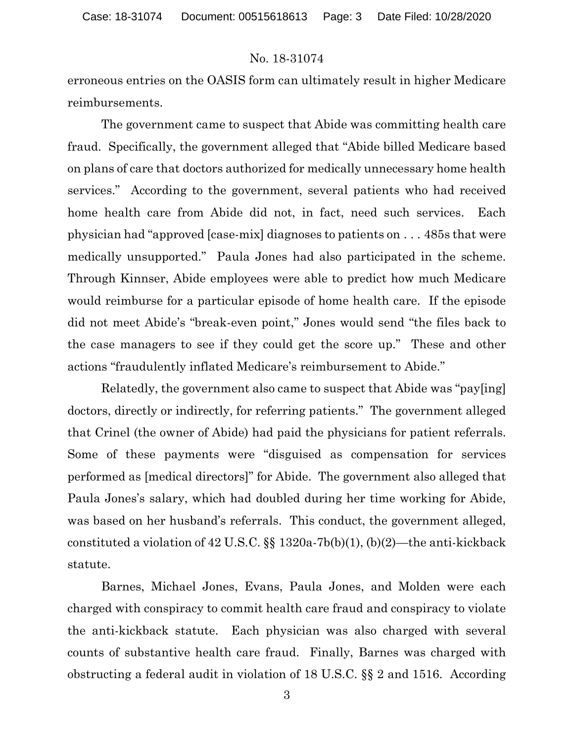erroneous entries on the OASIS form can ultimately result in higher Medicare reimbursements.

The government came to suspect that Abide was committing health care fraud. Specifically, the government alleged that "Abide billed Medicare based on plans of care that doctors authorized for medically unnecessary home health services." According to the government, several patients who had received home health care from Abide did not, in fact, need such services. Each physician had "approved [case-mix] diagnoses to patients on . . . 485s that were medically unsupported." Paula Jones had also participated in the scheme. Through Kinnser, Abide employees were able to predict how much Medicare would reimburse for a particular episode of home health care. If the episode did not meet Abide's "break-even point," Jones would send "the files back to the case managers to see if they could get the score up." These and other actions "fraudulently inflated Medicare's reimbursement to Abide."

Relatedly, the government also came to suspect that Abide was "pay[ing] doctors, directly or indirectly, for referring patients." The government alleged that Crinel (the owner of Abide) had paid the physicians for patient referrals. Some of these payments were "disguised as compensation for services performed as [medical directors]" for Abide. The government also alleged that Paula Jones's salary, which had doubled during her time working for Abide, was based on her husband's referrals. This conduct, the government alleged, constituted a violation of 42 U.S.C. §§ 1320a-7b(b)(1), (b)(2)—the anti-kickback statute.

Barnes, Michael Jones, Evans, Paula Jones, and Molden were each charged with conspiracy to commit health care fraud and conspiracy to violate the anti-kickback statute. Each physician was also charged with several counts of substantive health care fraud. Finally, Barnes was charged with obstructing a federal audit in violation of 18 U.S.C. §§ 2 and 1516. According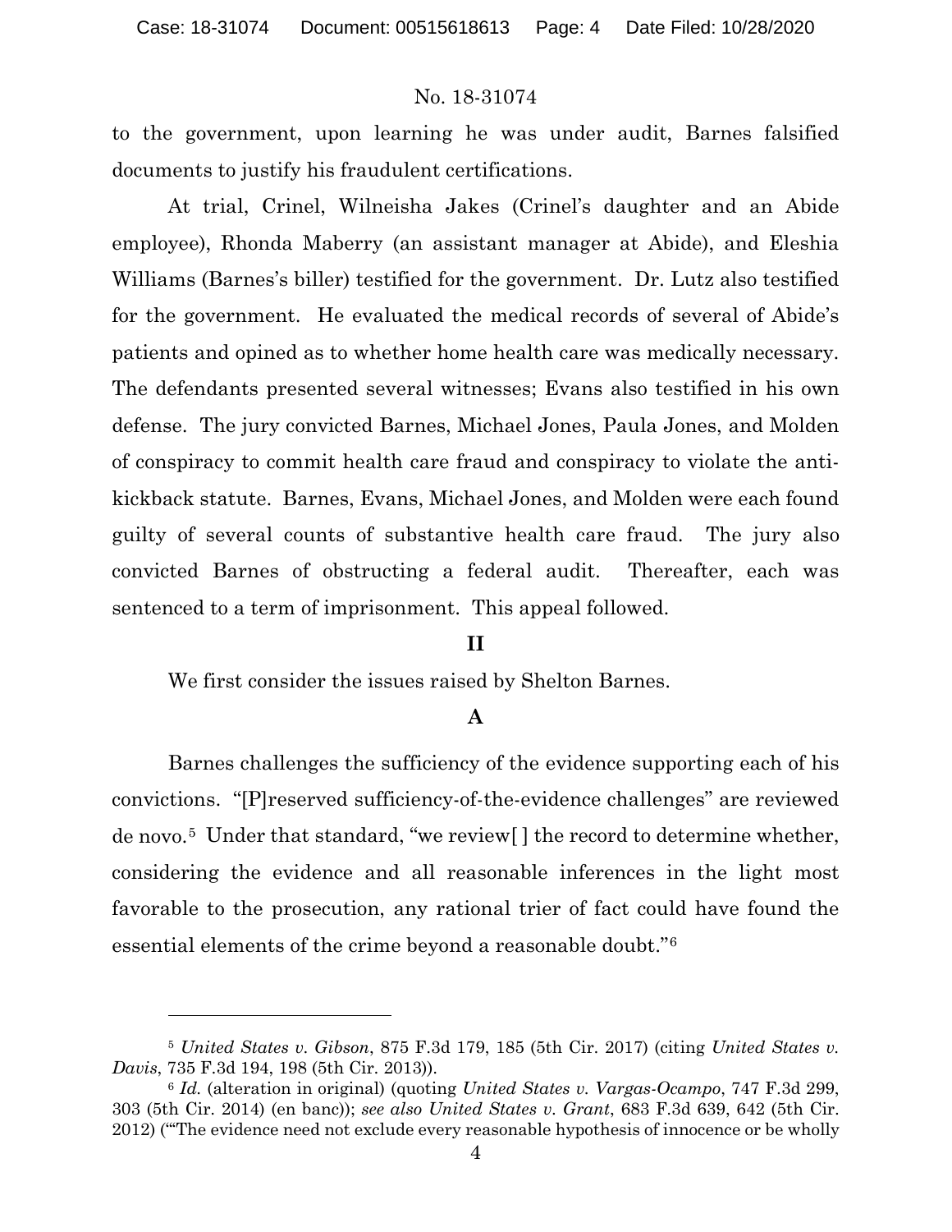to the government, upon learning he was under audit, Barnes falsified documents to justify his fraudulent certifications.

At trial, Crinel, Wilneisha Jakes (Crinel's daughter and an Abide employee), Rhonda Maberry (an assistant manager at Abide), and Eleshia Williams (Barnes's biller) testified for the government. Dr. Lutz also testified for the government. He evaluated the medical records of several of Abide's patients and opined as to whether home health care was medically necessary. The defendants presented several witnesses; Evans also testified in his own defense. The jury convicted Barnes, Michael Jones, Paula Jones, and Molden of conspiracy to commit health care fraud and conspiracy to violate the anti-kickback statute. Barnes, Evans, Michael Jones, and Molden were each found guilty of several counts of substantive health care fraud. The jury also convicted Barnes of obstructing a federal audit. Thereafter, each was sentenced to a term of imprisonment. This appeal followed.

## II

We first consider the issues raised by Shelton Barnes.

### A

Barnes challenges the sufficiency of the evidence supporting each of his convictions. "[P]reserved sufficiency-of-the-evidence challenges" are reviewed de novo.[5] Under that standard, "we review[ ] the record to determine whether, considering the evidence and all reasonable inferences in the light most favorable to the prosecution, any rational trier of fact could have found the essential elements of the crime beyond a reasonable doubt."[6]

---

[5] *United States v. Gibson*, 875 F.3d 179, 185 (5th Cir. 2017) (citing *United States v. Davis*, 735 F.3d 194, 198 (5th Cir. 2013)).

[6] *Id.* (alteration in original) (quoting *United States v. Vargas-Ocampo*, 747 F.3d 299, 303 (5th Cir. 2014) (en banc)); *see also United States v. Grant*, 683 F.3d 639, 642 (5th Cir. 2012) ("'The evidence need not exclude every reasonable hypothesis of innocence or be wholly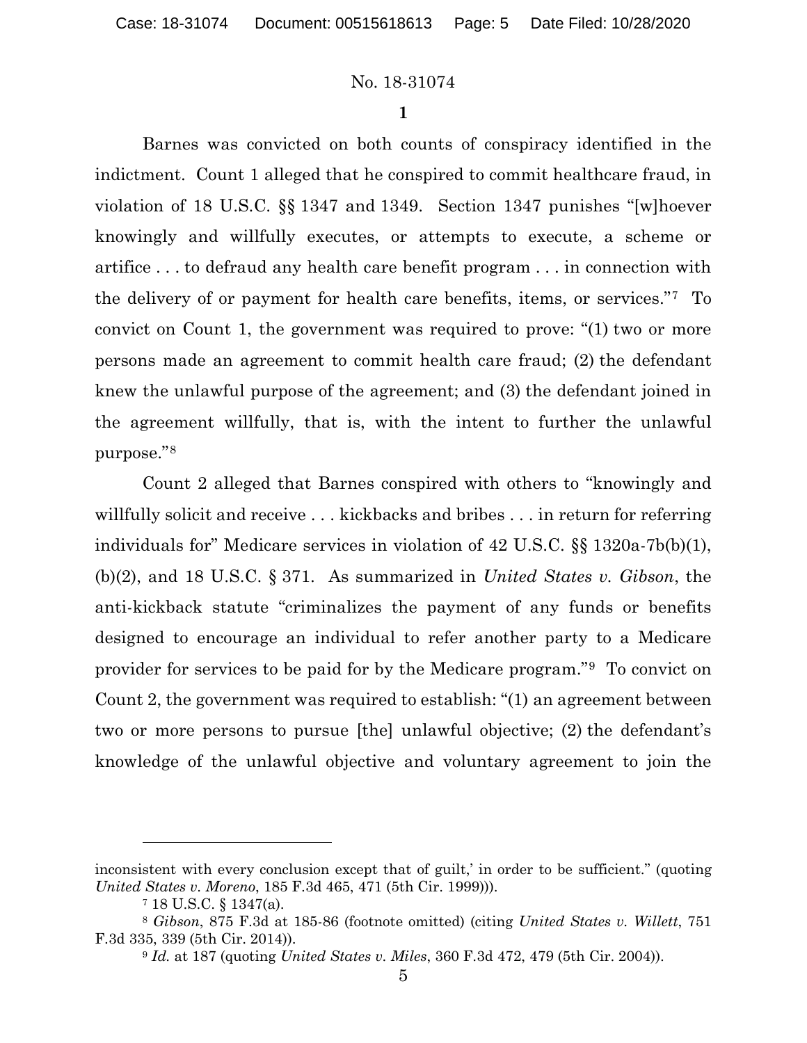**1**

Barnes was convicted on both counts of conspiracy identified in the indictment. Count 1 alleged that he conspired to commit healthcare fraud, in violation of 18 U.S.C. §§ 1347 and 1349. Section 1347 punishes "[w]hoever knowingly and willfully executes, or attempts to execute, a scheme or artifice . . . to defraud any health care benefit program . . . in connection with the delivery of or payment for health care benefits, items, or services."[7] To convict on Count 1, the government was required to prove: "(1) two or more persons made an agreement to commit health care fraud; (2) the defendant knew the unlawful purpose of the agreement; and (3) the defendant joined in the agreement willfully, that is, with the intent to further the unlawful purpose."[8]

Count 2 alleged that Barnes conspired with others to "knowingly and willfully solicit and receive . . . kickbacks and bribes . . . in return for referring individuals for" Medicare services in violation of 42 U.S.C. §§ 1320a-7b(b)(1), (b)(2), and 18 U.S.C. § 371. As summarized in *United States v. Gibson*, the anti-kickback statute "criminalizes the payment of any funds or benefits designed to encourage an individual to refer another party to a Medicare provider for services to be paid for by the Medicare program."[9] To convict on Count 2, the government was required to establish: "(1) an agreement between two or more persons to pursue [the] unlawful objective; (2) the defendant's knowledge of the unlawful objective and voluntary agreement to join the

---

inconsistent with every conclusion except that of guilt,' in order to be sufficient." (quoting *United States v. Moreno*, 185 F.3d 465, 471 (5th Cir. 1999))).

[7] 18 U.S.C. § 1347(a).

[8] *Gibson*, 875 F.3d at 185-86 (footnote omitted) (citing *United States v. Willett*, 751 F.3d 335, 339 (5th Cir. 2014)).

[9] *Id.* at 187 (quoting *United States v. Miles*, 360 F.3d 472, 479 (5th Cir. 2004)).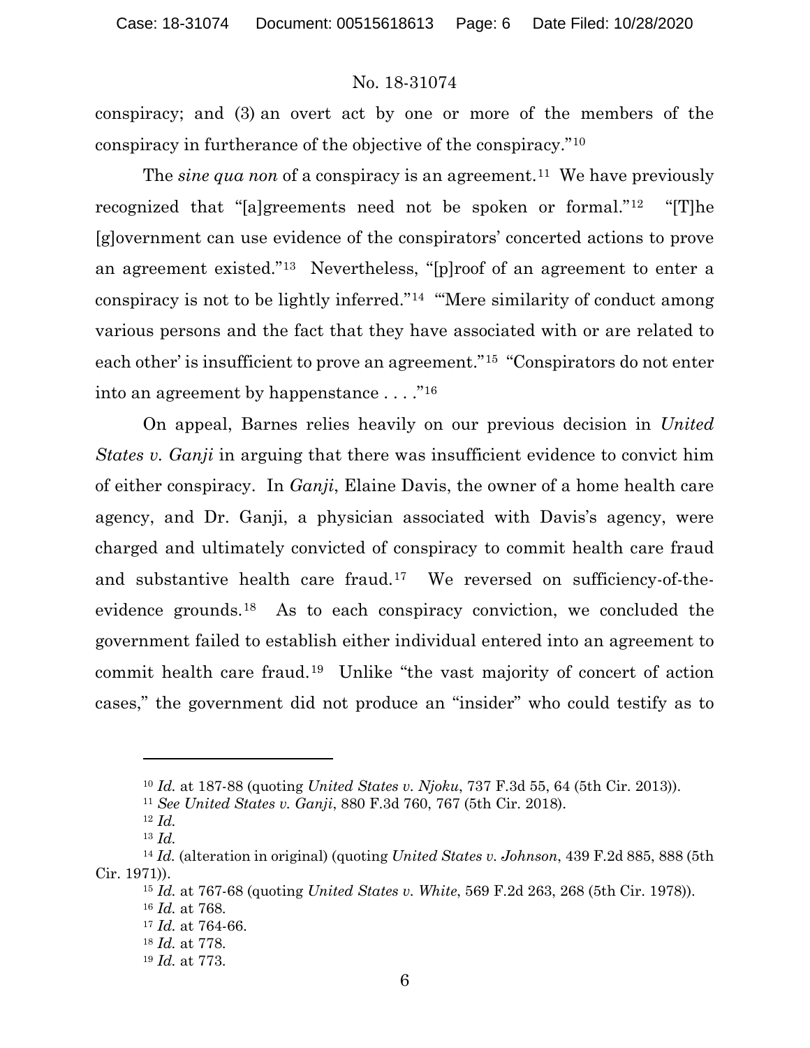conspiracy; and (3) an overt act by one or more of the members of the conspiracy in furtherance of the objective of the conspiracy."[10]

The *sine qua non* of a conspiracy is an agreement.[11] We have previously recognized that "[a]greements need not be spoken or formal."[12] "[T]he [g]overnment can use evidence of the conspirators' concerted actions to prove an agreement existed."[13] Nevertheless, "[p]roof of an agreement to enter a conspiracy is not to be lightly inferred."[14] "'Mere similarity of conduct among various persons and the fact that they have associated with or are related to each other' is insufficient to prove an agreement."[15] "Conspirators do not enter into an agreement by happenstance . . . ."[16]

On appeal, Barnes relies heavily on our previous decision in *United States v. Ganji* in arguing that there was insufficient evidence to convict him of either conspiracy. In *Ganji*, Elaine Davis, the owner of a home health care agency, and Dr. Ganji, a physician associated with Davis's agency, were charged and ultimately convicted of conspiracy to commit health care fraud and substantive health care fraud.[17] We reversed on sufficiency-of-the-evidence grounds.[18] As to each conspiracy conviction, we concluded the government failed to establish either individual entered into an agreement to commit health care fraud.[19] Unlike "the vast majority of concert of action cases," the government did not produce an "insider" who could testify as to

---

[10] *Id.* at 187-88 (quoting *United States v. Njoku*, 737 F.3d 55, 64 (5th Cir. 2013)).

[11] *See United States v. Ganji*, 880 F.3d 760, 767 (5th Cir. 2018).

[12] *Id.*

[13] *Id.*

[14] *Id.* (alteration in original) (quoting *United States v. Johnson*, 439 F.2d 885, 888 (5th Cir. 1971)).

[15] *Id.* at 767-68 (quoting *United States v. White*, 569 F.2d 263, 268 (5th Cir. 1978)).

[16] *Id.* at 768.

[17] *Id.* at 764-66.

[18] *Id.* at 778.

[19] *Id.* at 773.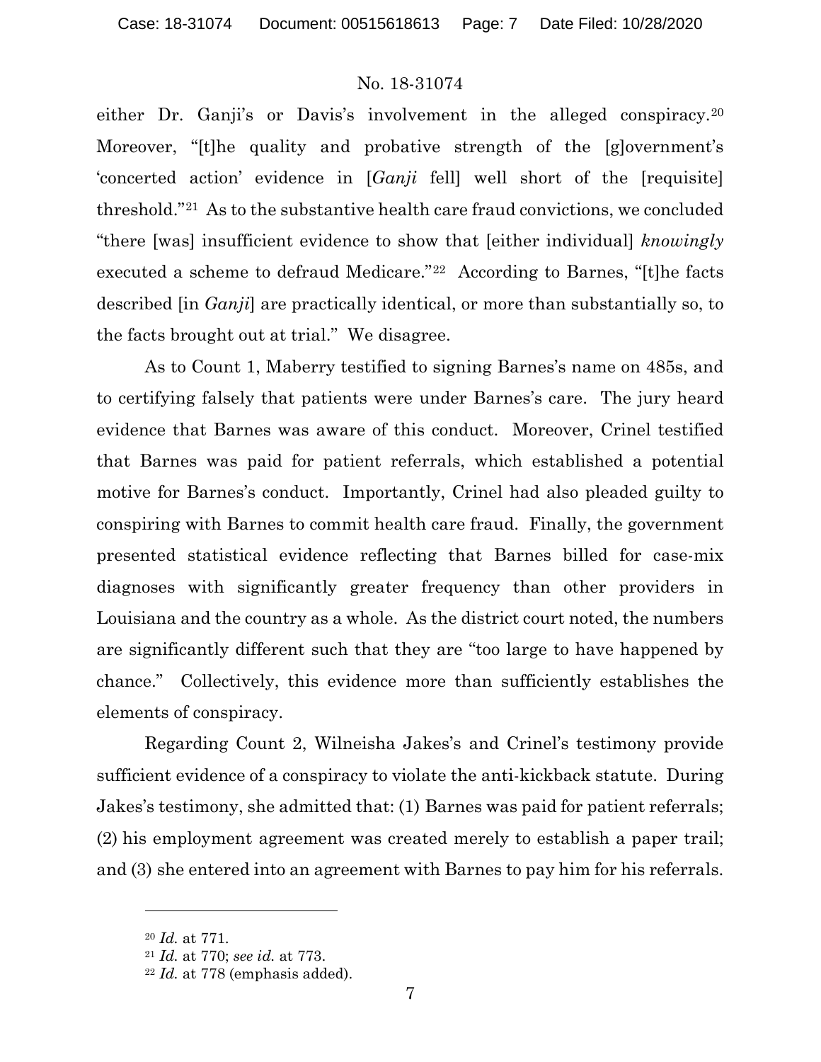either Dr. Ganji's or Davis's involvement in the alleged conspiracy.[20] Moreover, "[t]he quality and probative strength of the [g]overnment's 'concerted action' evidence in [*Ganji* fell] well short of the [requisite] threshold."[21] As to the substantive health care fraud convictions, we concluded "there [was] insufficient evidence to show that [either individual] *knowingly* executed a scheme to defraud Medicare."[22] According to Barnes, "[t]he facts described [in *Ganji*] are practically identical, or more than substantially so, to the facts brought out at trial." We disagree.

As to Count 1, Maberry testified to signing Barnes's name on 485s, and to certifying falsely that patients were under Barnes's care. The jury heard evidence that Barnes was aware of this conduct. Moreover, Crinel testified that Barnes was paid for patient referrals, which established a potential motive for Barnes's conduct. Importantly, Crinel had also pleaded guilty to conspiring with Barnes to commit health care fraud. Finally, the government presented statistical evidence reflecting that Barnes billed for case-mix diagnoses with significantly greater frequency than other providers in Louisiana and the country as a whole. As the district court noted, the numbers are significantly different such that they are "too large to have happened by chance." Collectively, this evidence more than sufficiently establishes the elements of conspiracy.

Regarding Count 2, Wilneisha Jakes's and Crinel's testimony provide sufficient evidence of a conspiracy to violate the anti-kickback statute. During Jakes's testimony, she admitted that: (1) Barnes was paid for patient referrals; (2) his employment agreement was created merely to establish a paper trail; and (3) she entered into an agreement with Barnes to pay him for his referrals.

---

[20] *Id.* at 771.

[21] *Id.* at 770; *see id.* at 773.

[22] *Id.* at 778 (emphasis added).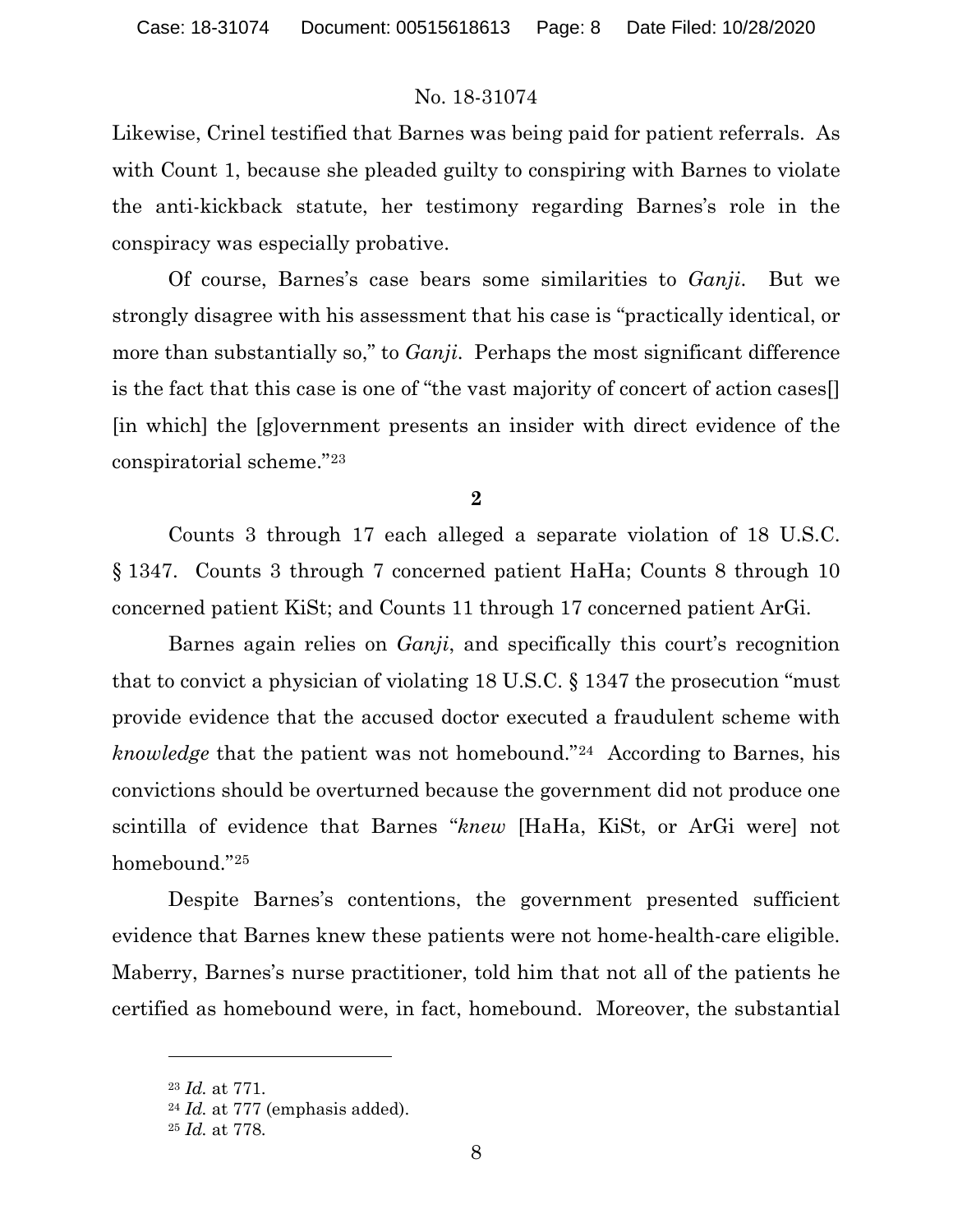Likewise, Crinel testified that Barnes was being paid for patient referrals. As with Count 1, because she pleaded guilty to conspiring with Barnes to violate the anti-kickback statute, her testimony regarding Barnes's role in the conspiracy was especially probative.

Of course, Barnes's case bears some similarities to *Ganji*. But we strongly disagree with his assessment that his case is "practically identical, or more than substantially so," to *Ganji*. Perhaps the most significant difference is the fact that this case is one of "the vast majority of concert of action cases[] [in which] the [g]overnment presents an insider with direct evidence of the conspiratorial scheme."[23]

**2**

Counts 3 through 17 each alleged a separate violation of 18 U.S.C. § 1347. Counts 3 through 7 concerned patient HaHa; Counts 8 through 10 concerned patient KiSt; and Counts 11 through 17 concerned patient ArGi.

Barnes again relies on *Ganji*, and specifically this court's recognition that to convict a physician of violating 18 U.S.C. § 1347 the prosecution "must provide evidence that the accused doctor executed a fraudulent scheme with *knowledge* that the patient was not homebound."[24] According to Barnes, his convictions should be overturned because the government did not produce one scintilla of evidence that Barnes "*knew* [HaHa, KiSt, or ArGi were] not homebound."[25]

Despite Barnes's contentions, the government presented sufficient evidence that Barnes knew these patients were not home-health-care eligible. Maberry, Barnes's nurse practitioner, told him that not all of the patients he certified as homebound were, in fact, homebound. Moreover, the substantial

---

[23] *Id.* at 771.

[24] *Id.* at 777 (emphasis added).

[25] *Id.* at 778.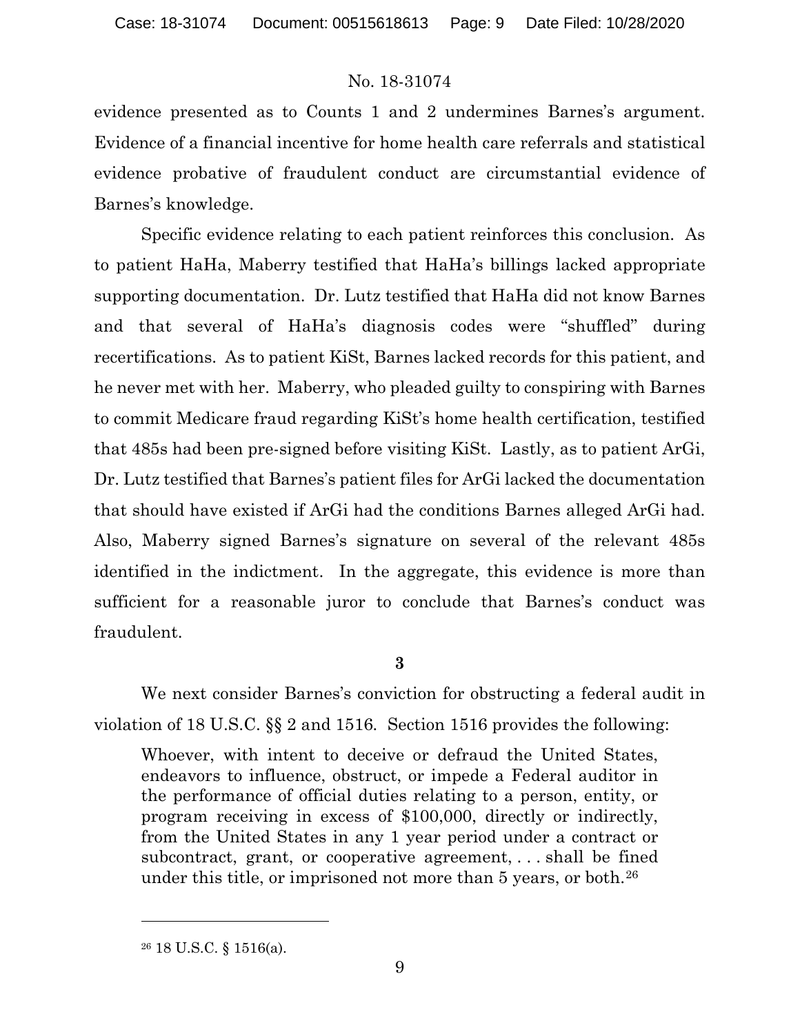evidence presented as to Counts 1 and 2 undermines Barnes's argument. Evidence of a financial incentive for home health care referrals and statistical evidence probative of fraudulent conduct are circumstantial evidence of Barnes's knowledge.

Specific evidence relating to each patient reinforces this conclusion. As to patient HaHa, Maberry testified that HaHa's billings lacked appropriate supporting documentation. Dr. Lutz testified that HaHa did not know Barnes and that several of HaHa's diagnosis codes were "shuffled" during recertifications. As to patient KiSt, Barnes lacked records for this patient, and he never met with her. Maberry, who pleaded guilty to conspiring with Barnes to commit Medicare fraud regarding KiSt's home health certification, testified that 485s had been pre-signed before visiting KiSt. Lastly, as to patient ArGi, Dr. Lutz testified that Barnes's patient files for ArGi lacked the documentation that should have existed if ArGi had the conditions Barnes alleged ArGi had. Also, Maberry signed Barnes's signature on several of the relevant 485s identified in the indictment. In the aggregate, this evidence is more than sufficient for a reasonable juror to conclude that Barnes's conduct was fraudulent.

**3**

We next consider Barnes's conviction for obstructing a federal audit in violation of 18 U.S.C. §§ 2 and 1516. Section 1516 provides the following:

> Whoever, with intent to deceive or defraud the United States, endeavors to influence, obstruct, or impede a Federal auditor in the performance of official duties relating to a person, entity, or program receiving in excess of $100,000, directly or indirectly, from the United States in any 1 year period under a contract or subcontract, grant, or cooperative agreement, . . . shall be fined under this title, or imprisoned not more than 5 years, or both.[26]

[26] 18 U.S.C. § 1516(a).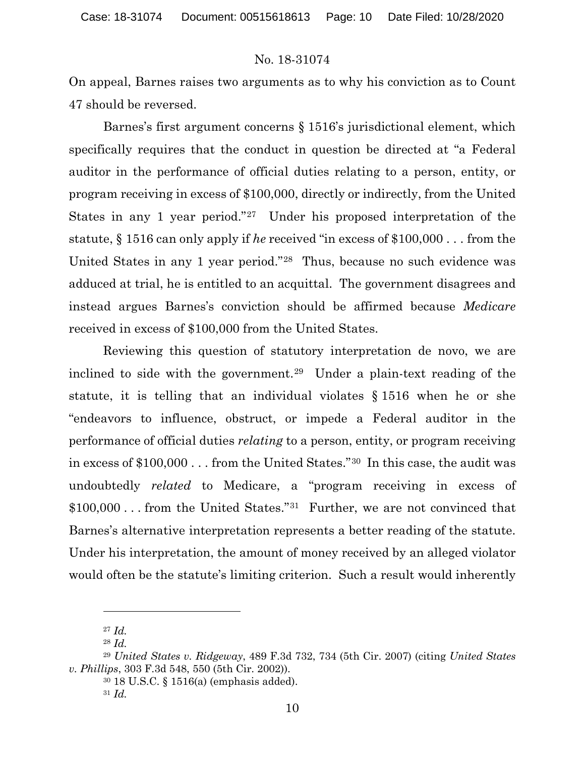On appeal, Barnes raises two arguments as to why his conviction as to Count 47 should be reversed.

Barnes's first argument concerns § 1516's jurisdictional element, which specifically requires that the conduct in question be directed at "a Federal auditor in the performance of official duties relating to a person, entity, or program receiving in excess of $100,000, directly or indirectly, from the United States in any 1 year period."[27] Under his proposed interpretation of the statute, § 1516 can only apply if *he* received "in excess of $100,000 . . . from the United States in any 1 year period."[28] Thus, because no such evidence was adduced at trial, he is entitled to an acquittal. The government disagrees and instead argues Barnes's conviction should be affirmed because *Medicare* received in excess of $100,000 from the United States.

Reviewing this question of statutory interpretation de novo, we are inclined to side with the government.[29] Under a plain-text reading of the statute, it is telling that an individual violates § 1516 when he or she "endeavors to influence, obstruct, or impede a Federal auditor in the performance of official duties *relating* to a person, entity, or program receiving in excess of $100,000 . . . from the United States."[30] In this case, the audit was undoubtedly *related* to Medicare, a "program receiving in excess of $100,000 . . . from the United States."[31] Further, we are not convinced that Barnes's alternative interpretation represents a better reading of the statute. Under his interpretation, the amount of money received by an alleged violator would often be the statute's limiting criterion. Such a result would inherently

---

[27] *Id.*

[28] *Id.*

[29] *United States v. Ridgeway*, 489 F.3d 732, 734 (5th Cir. 2007) (citing *United States v. Phillips*, 303 F.3d 548, 550 (5th Cir. 2002)).

[30] 18 U.S.C. § 1516(a) (emphasis added).

[31] *Id.*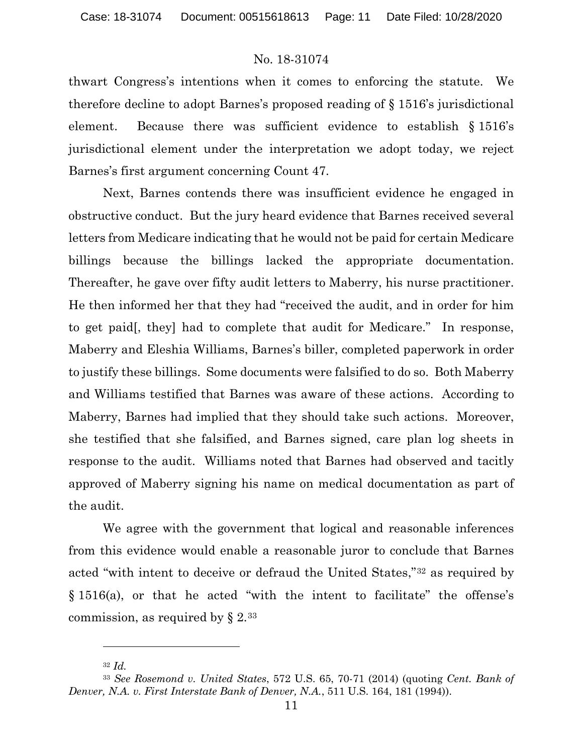thwart Congress's intentions when it comes to enforcing the statute. We therefore decline to adopt Barnes's proposed reading of § 1516's jurisdictional element. Because there was sufficient evidence to establish § 1516's jurisdictional element under the interpretation we adopt today, we reject Barnes's first argument concerning Count 47.

Next, Barnes contends there was insufficient evidence he engaged in obstructive conduct. But the jury heard evidence that Barnes received several letters from Medicare indicating that he would not be paid for certain Medicare billings because the billings lacked the appropriate documentation. Thereafter, he gave over fifty audit letters to Maberry, his nurse practitioner. He then informed her that they had "received the audit, and in order for him to get paid[, they] had to complete that audit for Medicare." In response, Maberry and Eleshia Williams, Barnes's biller, completed paperwork in order to justify these billings. Some documents were falsified to do so. Both Maberry and Williams testified that Barnes was aware of these actions. According to Maberry, Barnes had implied that they should take such actions. Moreover, she testified that she falsified, and Barnes signed, care plan log sheets in response to the audit. Williams noted that Barnes had observed and tacitly approved of Maberry signing his name on medical documentation as part of the audit.

We agree with the government that logical and reasonable inferences from this evidence would enable a reasonable juror to conclude that Barnes acted "with intent to deceive or defraud the United States,"[32] as required by § 1516(a), or that he acted "with the intent to facilitate" the offense's commission, as required by § 2.[33]

---

[32] *Id.*

[33] *See Rosemond v. United States*, 572 U.S. 65, 70-71 (2014) (quoting *Cent. Bank of Denver, N.A. v. First Interstate Bank of Denver, N.A.*, 511 U.S. 164, 181 (1994)).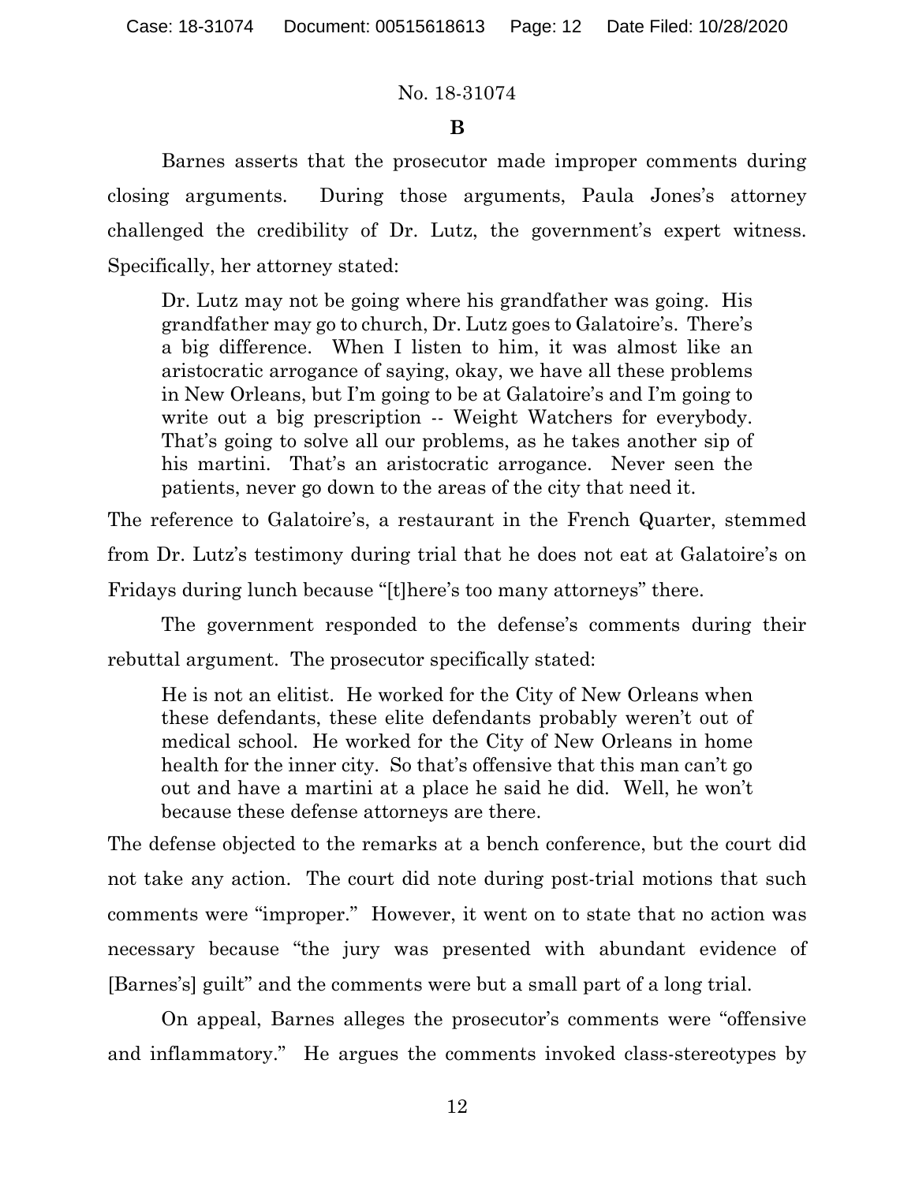### B

Barnes asserts that the prosecutor made improper comments during closing arguments. During those arguments, Paula Jones's attorney challenged the credibility of Dr. Lutz, the government's expert witness. Specifically, her attorney stated:

> Dr. Lutz may not be going where his grandfather was going. His grandfather may go to church, Dr. Lutz goes to Galatoire's. There's a big difference. When I listen to him, it was almost like an aristocratic arrogance of saying, okay, we have all these problems in New Orleans, but I'm going to be at Galatoire's and I'm going to write out a big prescription -- Weight Watchers for everybody. That's going to solve all our problems, as he takes another sip of his martini. That's an aristocratic arrogance. Never seen the patients, never go down to the areas of the city that need it.

The reference to Galatoire's, a restaurant in the French Quarter, stemmed from Dr. Lutz's testimony during trial that he does not eat at Galatoire's on Fridays during lunch because "[t]here's too many attorneys" there.

The government responded to the defense's comments during their rebuttal argument. The prosecutor specifically stated:

> He is not an elitist. He worked for the City of New Orleans when these defendants, these elite defendants probably weren't out of medical school. He worked for the City of New Orleans in home health for the inner city. So that's offensive that this man can't go out and have a martini at a place he said he did. Well, he won't because these defense attorneys are there.

The defense objected to the remarks at a bench conference, but the court did not take any action. The court did note during post-trial motions that such comments were "improper." However, it went on to state that no action was necessary because "the jury was presented with abundant evidence of [Barnes's] guilt" and the comments were but a small part of a long trial.

On appeal, Barnes alleges the prosecutor's comments were "offensive and inflammatory." He argues the comments invoked class-stereotypes by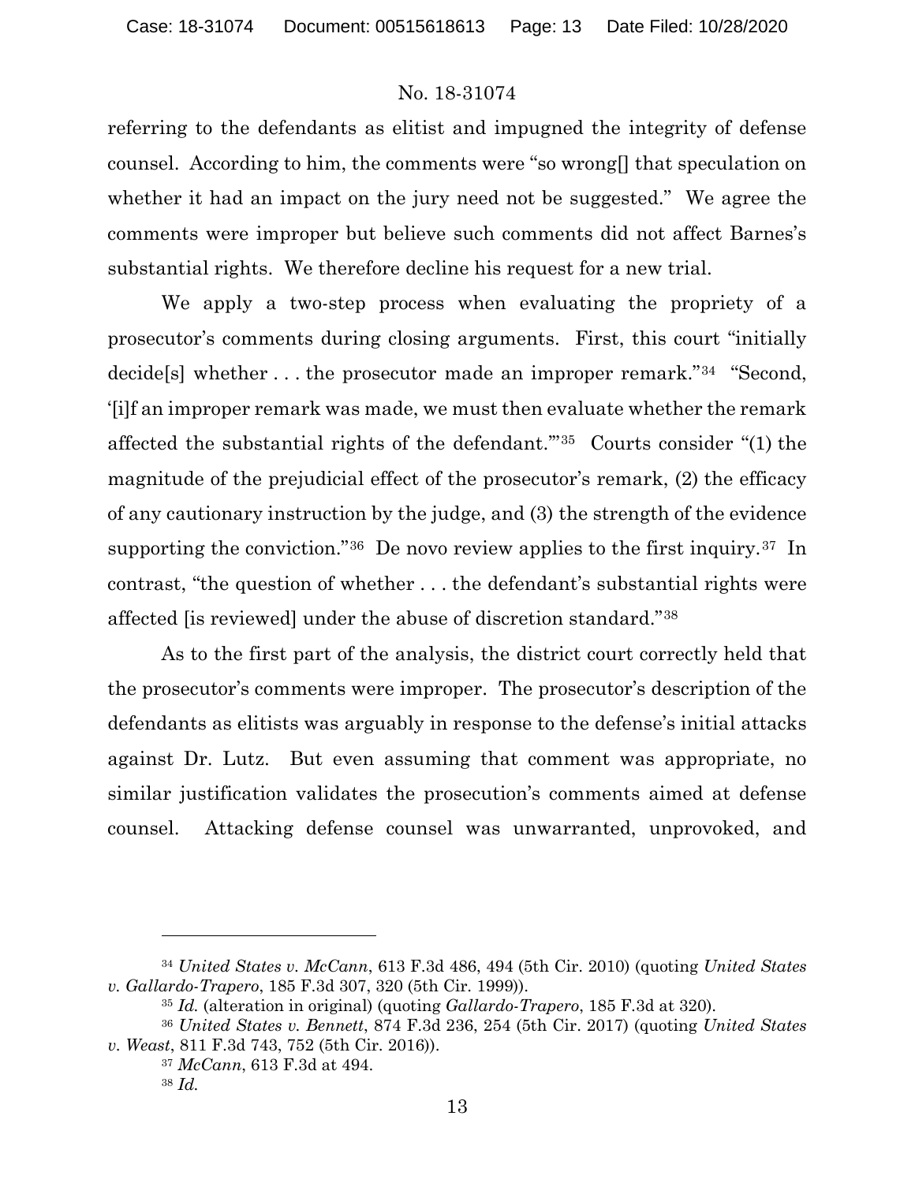referring to the defendants as elitist and impugned the integrity of defense counsel. According to him, the comments were "so wrong[] that speculation on whether it had an impact on the jury need not be suggested." We agree the comments were improper but believe such comments did not affect Barnes's substantial rights. We therefore decline his request for a new trial.

We apply a two-step process when evaluating the propriety of a prosecutor's comments during closing arguments. First, this court "initially decide[s] whether . . . the prosecutor made an improper remark."[34] "Second, '[i]f an improper remark was made, we must then evaluate whether the remark affected the substantial rights of the defendant.'"[35] Courts consider "(1) the magnitude of the prejudicial effect of the prosecutor's remark, (2) the efficacy of any cautionary instruction by the judge, and (3) the strength of the evidence supporting the conviction."[36] De novo review applies to the first inquiry.[37] In contrast, "the question of whether . . . the defendant's substantial rights were affected [is reviewed] under the abuse of discretion standard."[38]

As to the first part of the analysis, the district court correctly held that the prosecutor's comments were improper. The prosecutor's description of the defendants as elitists was arguably in response to the defense's initial attacks against Dr. Lutz. But even assuming that comment was appropriate, no similar justification validates the prosecution's comments aimed at defense counsel. Attacking defense counsel was unwarranted, unprovoked, and

---

[34] *United States v. McCann*, 613 F.3d 486, 494 (5th Cir. 2010) (quoting *United States v. Gallardo-Trapero*, 185 F.3d 307, 320 (5th Cir. 1999)).

[35] *Id.* (alteration in original) (quoting *Gallardo-Trapero*, 185 F.3d at 320).

[36] *United States v. Bennett*, 874 F.3d 236, 254 (5th Cir. 2017) (quoting *United States v. Weast*, 811 F.3d 743, 752 (5th Cir. 2016)).

[37] *McCann*, 613 F.3d at 494.

[38] *Id.*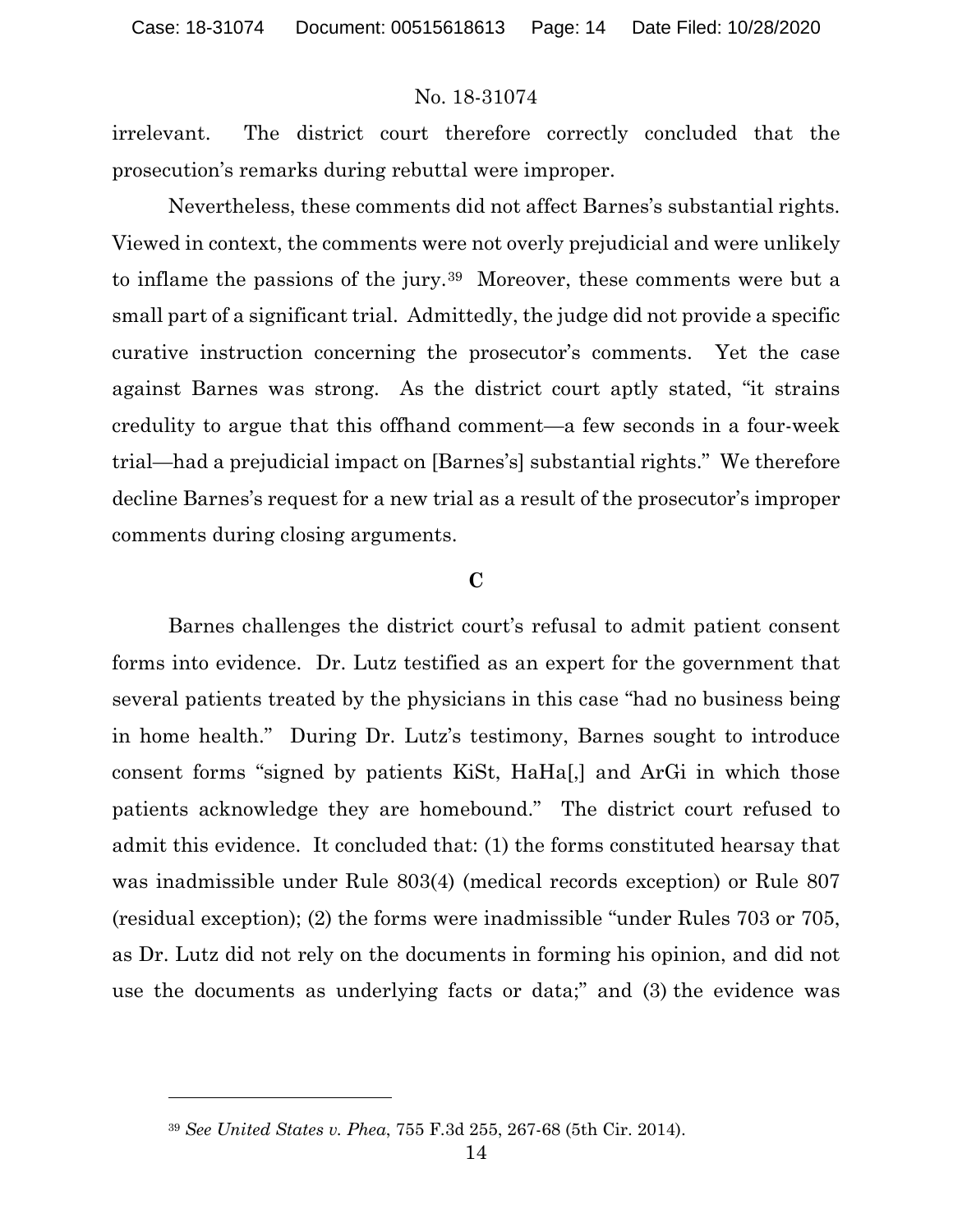irrelevant. The district court therefore correctly concluded that the prosecution's remarks during rebuttal were improper.

Nevertheless, these comments did not affect Barnes's substantial rights. Viewed in context, the comments were not overly prejudicial and were unlikely to inflame the passions of the jury.[39] Moreover, these comments were but a small part of a significant trial. Admittedly, the judge did not provide a specific curative instruction concerning the prosecutor's comments. Yet the case against Barnes was strong. As the district court aptly stated, "it strains credulity to argue that this offhand comment—a few seconds in a four-week trial—had a prejudicial impact on [Barnes's] substantial rights." We therefore decline Barnes's request for a new trial as a result of the prosecutor's improper comments during closing arguments.

**C**

Barnes challenges the district court's refusal to admit patient consent forms into evidence. Dr. Lutz testified as an expert for the government that several patients treated by the physicians in this case "had no business being in home health." During Dr. Lutz's testimony, Barnes sought to introduce consent forms "signed by patients KiSt, HaHa[,] and ArGi in which those patients acknowledge they are homebound." The district court refused to admit this evidence. It concluded that: (1) the forms constituted hearsay that was inadmissible under Rule 803(4) (medical records exception) or Rule 807 (residual exception); (2) the forms were inadmissible "under Rules 703 or 705, as Dr. Lutz did not rely on the documents in forming his opinion, and did not use the documents as underlying facts or data;" and (3) the evidence was

[39] *See United States v. Phea*, 755 F.3d 255, 267-68 (5th Cir. 2014).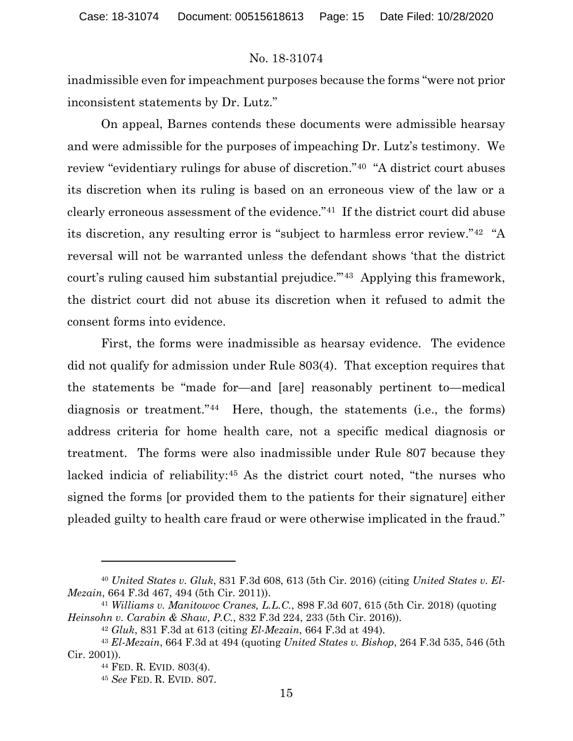inadmissible even for impeachment purposes because the forms "were not prior inconsistent statements by Dr. Lutz."

On appeal, Barnes contends these documents were admissible hearsay and were admissible for the purposes of impeaching Dr. Lutz's testimony. We review "evidentiary rulings for abuse of discretion."[40] "A district court abuses its discretion when its ruling is based on an erroneous view of the law or a clearly erroneous assessment of the evidence."[41] If the district court did abuse its discretion, any resulting error is "subject to harmless error review."[42] "A reversal will not be warranted unless the defendant shows 'that the district court's ruling caused him substantial prejudice.'"[43] Applying this framework, the district court did not abuse its discretion when it refused to admit the consent forms into evidence.

First, the forms were inadmissible as hearsay evidence. The evidence did not qualify for admission under Rule 803(4). That exception requires that the statements be "made for—and [are] reasonably pertinent to—medical diagnosis or treatment."[44] Here, though, the statements (i.e., the forms) address criteria for home health care, not a specific medical diagnosis or treatment. The forms were also inadmissible under Rule 807 because they lacked indicia of reliability:[45] As the district court noted, "the nurses who signed the forms [or provided them to the patients for their signature] either pleaded guilty to health care fraud or were otherwise implicated in the fraud."

---

[40] *United States v. Gluk*, 831 F.3d 608, 613 (5th Cir. 2016) (citing *United States v. El-Mezain*, 664 F.3d 467, 494 (5th Cir. 2011)).

[41] *Williams v. Manitowoc Cranes, L.L.C.*, 898 F.3d 607, 615 (5th Cir. 2018) (quoting *Heinsohn v. Carabin & Shaw, P.C.*, 832 F.3d 224, 233 (5th Cir. 2016)).

[42] *Gluk*, 831 F.3d at 613 (citing *El-Mezain*, 664 F.3d at 494).

[43] *El-Mezain*, 664 F.3d at 494 (quoting *United States v. Bishop*, 264 F.3d 535, 546 (5th Cir. 2001)).

[44] FED. R. EVID. 803(4).

[45] *See* FED. R. EVID. 807.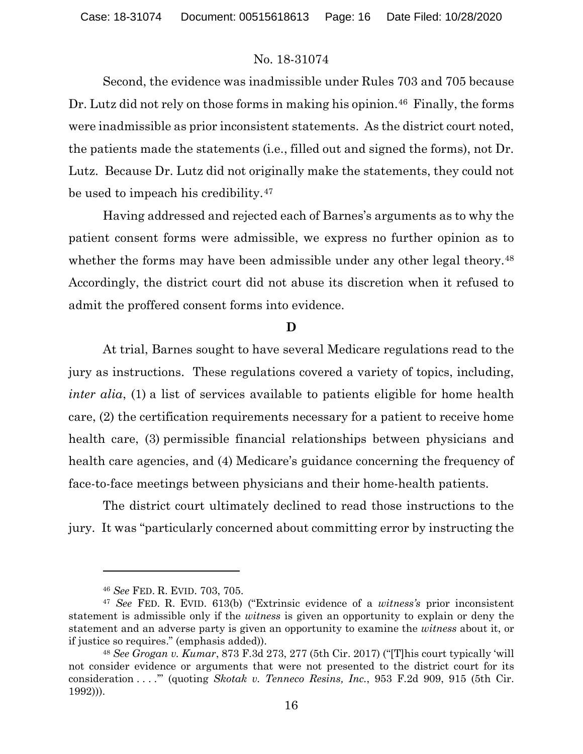Second, the evidence was inadmissible under Rules 703 and 705 because Dr. Lutz did not rely on those forms in making his opinion.[46] Finally, the forms were inadmissible as prior inconsistent statements. As the district court noted, the patients made the statements (i.e., filled out and signed the forms), not Dr. Lutz. Because Dr. Lutz did not originally make the statements, they could not be used to impeach his credibility.[47]

Having addressed and rejected each of Barnes's arguments as to why the patient consent forms were admissible, we express no further opinion as to whether the forms may have been admissible under any other legal theory.[48] Accordingly, the district court did not abuse its discretion when it refused to admit the proffered consent forms into evidence.

**D**

At trial, Barnes sought to have several Medicare regulations read to the jury as instructions. These regulations covered a variety of topics, including, *inter alia*, (1) a list of services available to patients eligible for home health care, (2) the certification requirements necessary for a patient to receive home health care, (3) permissible financial relationships between physicians and health care agencies, and (4) Medicare's guidance concerning the frequency of face-to-face meetings between physicians and their home-health patients.

The district court ultimately declined to read those instructions to the jury. It was "particularly concerned about committing error by instructing the

---

[46] *See* FED. R. EVID. 703, 705.

[47] *See* FED. R. EVID. 613(b) ("Extrinsic evidence of a *witness's* prior inconsistent statement is admissible only if the *witness* is given an opportunity to explain or deny the statement and an adverse party is given an opportunity to examine the *witness* about it, or if justice so requires." (emphasis added)).

[48] *See Grogan v. Kumar*, 873 F.3d 273, 277 (5th Cir. 2017) ("[T]his court typically 'will not consider evidence or arguments that were not presented to the district court for its consideration . . . .'" (quoting *Skotak v. Tenneco Resins, Inc.*, 953 F.2d 909, 915 (5th Cir. 1992))).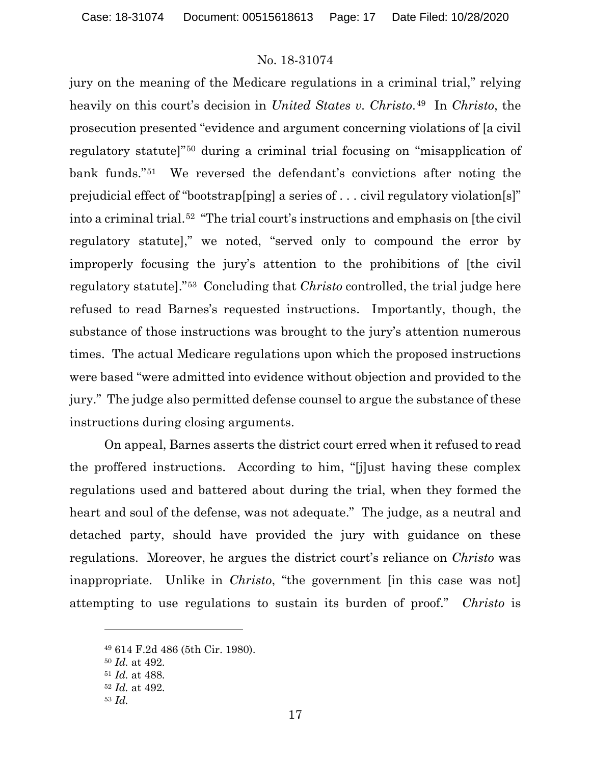jury on the meaning of the Medicare regulations in a criminal trial," relying heavily on this court's decision in *United States v. Christo*.[49] In *Christo*, the prosecution presented "evidence and argument concerning violations of [a civil regulatory statute]"[50] during a criminal trial focusing on "misapplication of bank funds."[51] We reversed the defendant's convictions after noting the prejudicial effect of "bootstrap[ping] a series of . . . civil regulatory violation[s]" into a criminal trial.[52] "The trial court's instructions and emphasis on [the civil regulatory statute]," we noted, "served only to compound the error by improperly focusing the jury's attention to the prohibitions of [the civil regulatory statute]."[53] Concluding that *Christo* controlled, the trial judge here refused to read Barnes's requested instructions. Importantly, though, the substance of those instructions was brought to the jury's attention numerous times. The actual Medicare regulations upon which the proposed instructions were based "were admitted into evidence without objection and provided to the jury." The judge also permitted defense counsel to argue the substance of these instructions during closing arguments.

On appeal, Barnes asserts the district court erred when it refused to read the proffered instructions. According to him, "[j]ust having these complex regulations used and battered about during the trial, when they formed the heart and soul of the defense, was not adequate." The judge, as a neutral and detached party, should have provided the jury with guidance on these regulations. Moreover, he argues the district court's reliance on *Christo* was inappropriate. Unlike in *Christo*, "the government [in this case was not] attempting to use regulations to sustain its burden of proof." *Christo* is

---

[49] 614 F.2d 486 (5th Cir. 1980).

[50] *Id.* at 492.

[51] *Id.* at 488.

[52] *Id.* at 492.

[53] *Id.*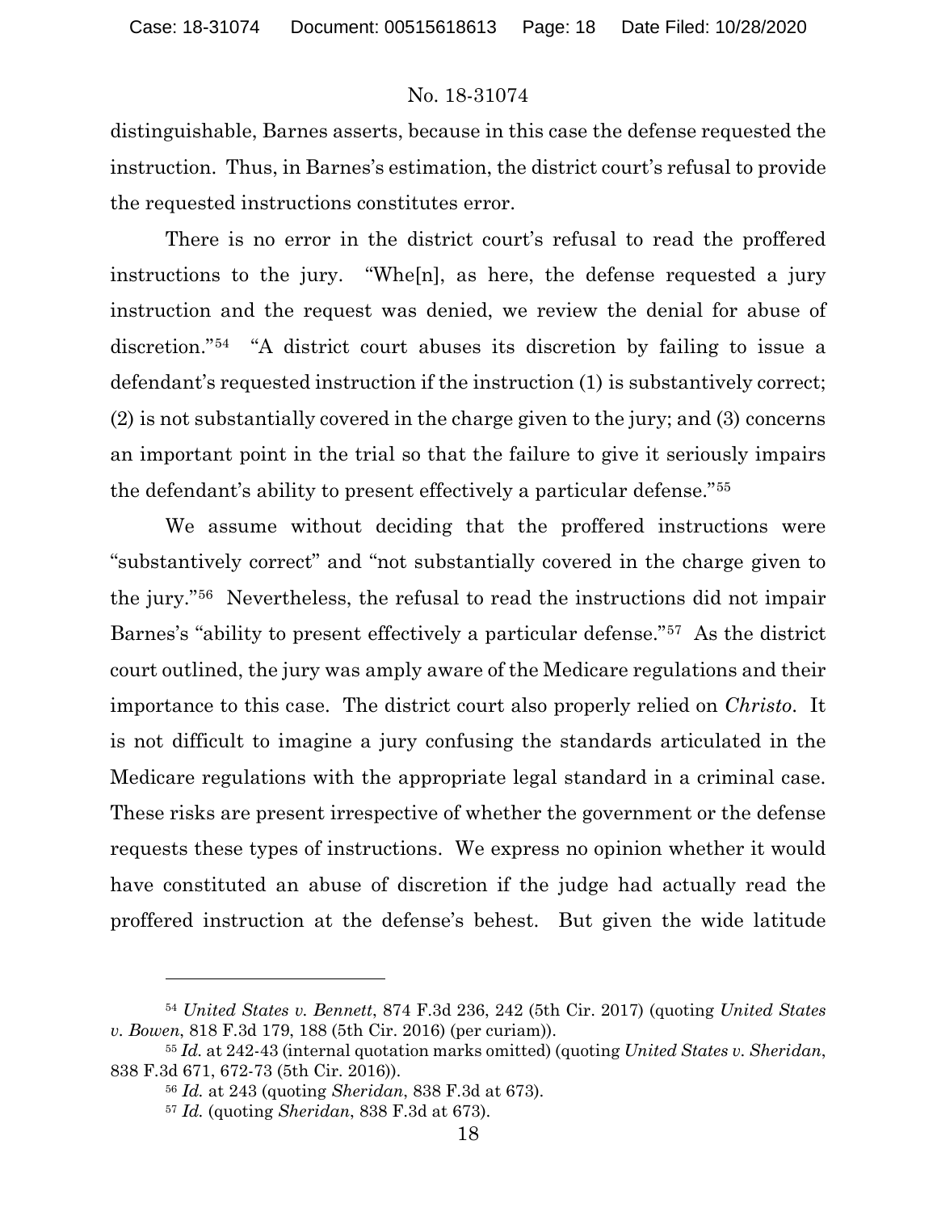distinguishable, Barnes asserts, because in this case the defense requested the instruction. Thus, in Barnes's estimation, the district court's refusal to provide the requested instructions constitutes error.

There is no error in the district court's refusal to read the proffered instructions to the jury. "Whe[n], as here, the defense requested a jury instruction and the request was denied, we review the denial for abuse of discretion."[54] "A district court abuses its discretion by failing to issue a defendant's requested instruction if the instruction (1) is substantively correct; (2) is not substantially covered in the charge given to the jury; and (3) concerns an important point in the trial so that the failure to give it seriously impairs the defendant's ability to present effectively a particular defense."[55]

We assume without deciding that the proffered instructions were "substantively correct" and "not substantially covered in the charge given to the jury."[56] Nevertheless, the refusal to read the instructions did not impair Barnes's "ability to present effectively a particular defense."[57] As the district court outlined, the jury was amply aware of the Medicare regulations and their importance to this case. The district court also properly relied on *Christo*. It is not difficult to imagine a jury confusing the standards articulated in the Medicare regulations with the appropriate legal standard in a criminal case. These risks are present irrespective of whether the government or the defense requests these types of instructions. We express no opinion whether it would have constituted an abuse of discretion if the judge had actually read the proffered instruction at the defense's behest. But given the wide latitude

---

[54] *United States v. Bennett*, 874 F.3d 236, 242 (5th Cir. 2017) (quoting *United States v. Bowen*, 818 F.3d 179, 188 (5th Cir. 2016) (per curiam)).

[55] *Id.* at 242-43 (internal quotation marks omitted) (quoting *United States v. Sheridan*, 838 F.3d 671, 672-73 (5th Cir. 2016)).

[56] *Id.* at 243 (quoting *Sheridan*, 838 F.3d at 673).

[57] *Id.* (quoting *Sheridan*, 838 F.3d at 673).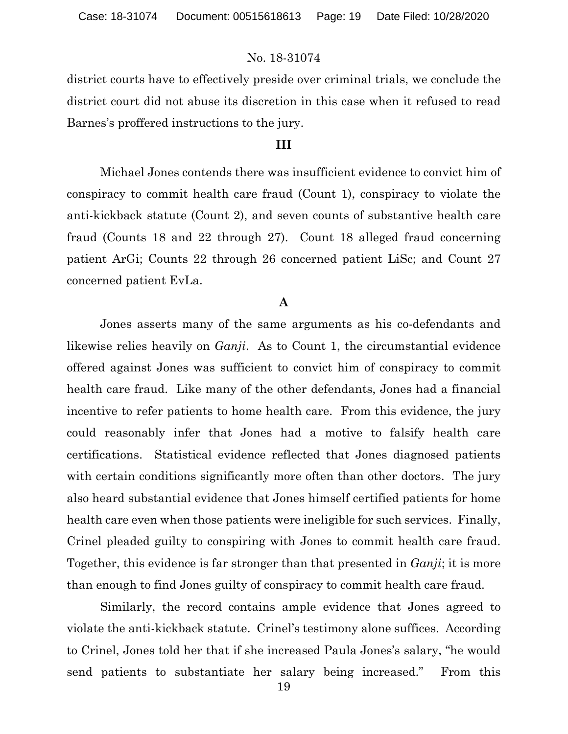district courts have to effectively preside over criminal trials, we conclude the district court did not abuse its discretion in this case when it refused to read Barnes's proffered instructions to the jury.

## III

Michael Jones contends there was insufficient evidence to convict him of conspiracy to commit health care fraud (Count 1), conspiracy to violate the anti-kickback statute (Count 2), and seven counts of substantive health care fraud (Counts 18 and 22 through 27). Count 18 alleged fraud concerning patient ArGi; Counts 22 through 26 concerned patient LiSc; and Count 27 concerned patient EvLa.

### A

Jones asserts many of the same arguments as his co-defendants and likewise relies heavily on *Ganji*. As to Count 1, the circumstantial evidence offered against Jones was sufficient to convict him of conspiracy to commit health care fraud. Like many of the other defendants, Jones had a financial incentive to refer patients to home health care. From this evidence, the jury could reasonably infer that Jones had a motive to falsify health care certifications. Statistical evidence reflected that Jones diagnosed patients with certain conditions significantly more often than other doctors. The jury also heard substantial evidence that Jones himself certified patients for home health care even when those patients were ineligible for such services. Finally, Crinel pleaded guilty to conspiring with Jones to commit health care fraud. Together, this evidence is far stronger than that presented in *Ganji*; it is more than enough to find Jones guilty of conspiracy to commit health care fraud.

Similarly, the record contains ample evidence that Jones agreed to violate the anti-kickback statute. Crinel's testimony alone suffices. According to Crinel, Jones told her that if she increased Paula Jones's salary, "he would send patients to substantiate her salary being increased." From this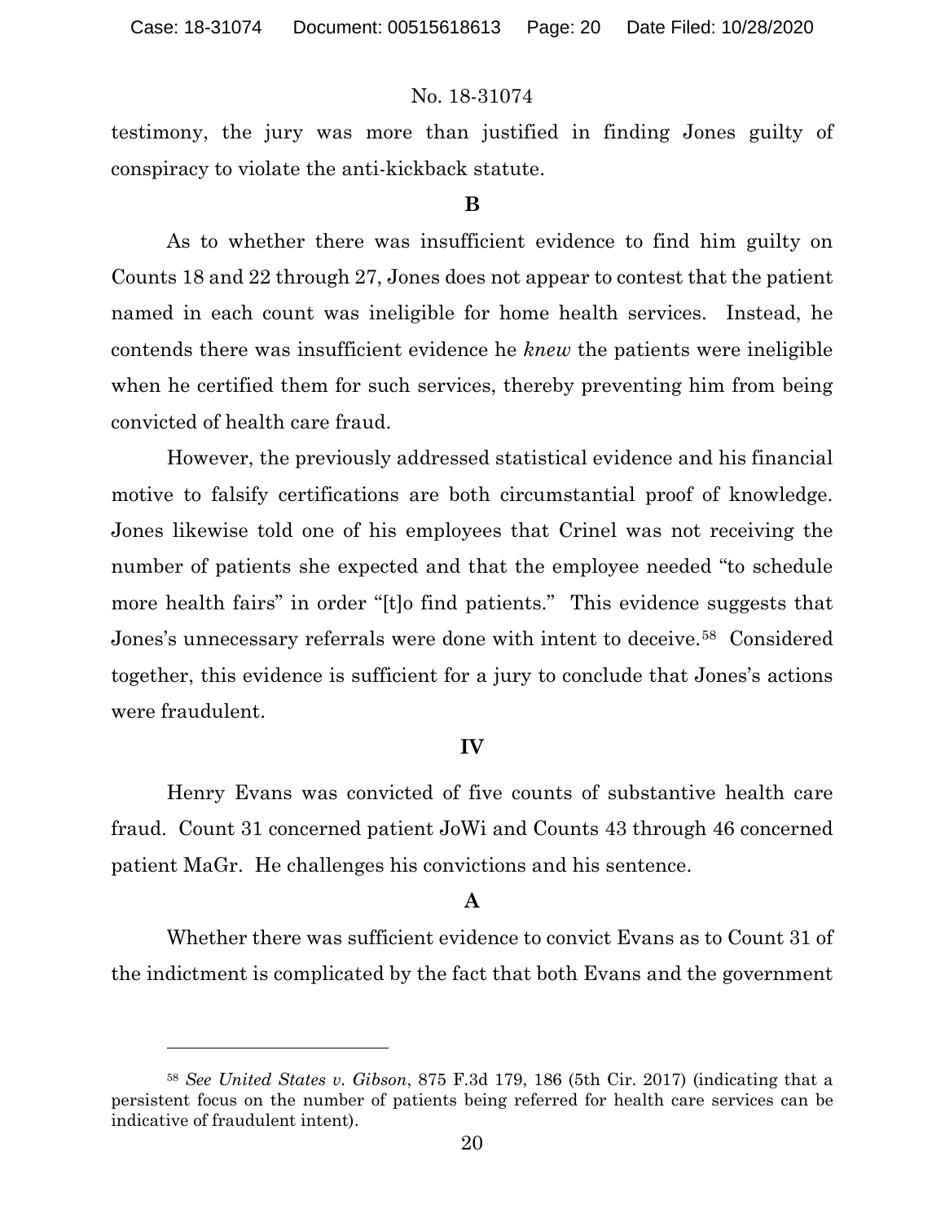testimony, the jury was more than justified in finding Jones guilty of conspiracy to violate the anti-kickback statute.

**B**

As to whether there was insufficient evidence to find him guilty on Counts 18 and 22 through 27, Jones does not appear to contest that the patient named in each count was ineligible for home health services. Instead, he contends there was insufficient evidence he *knew* the patients were ineligible when he certified them for such services, thereby preventing him from being convicted of health care fraud.

However, the previously addressed statistical evidence and his financial motive to falsify certifications are both circumstantial proof of knowledge. Jones likewise told one of his employees that Crinel was not receiving the number of patients she expected and that the employee needed "to schedule more health fairs" in order "[t]o find patients." This evidence suggests that Jones's unnecessary referrals were done with intent to deceive.[58] Considered together, this evidence is sufficient for a jury to conclude that Jones's actions were fraudulent.

**IV**

Henry Evans was convicted of five counts of substantive health care fraud. Count 31 concerned patient JoWi and Counts 43 through 46 concerned patient MaGr. He challenges his convictions and his sentence.

**A**

Whether there was sufficient evidence to convict Evans as to Count 31 of the indictment is complicated by the fact that both Evans and the government

---

[58] *See United States v. Gibson*, 875 F.3d 179, 186 (5th Cir. 2017) (indicating that a persistent focus on the number of patients being referred for health care services can be indicative of fraudulent intent).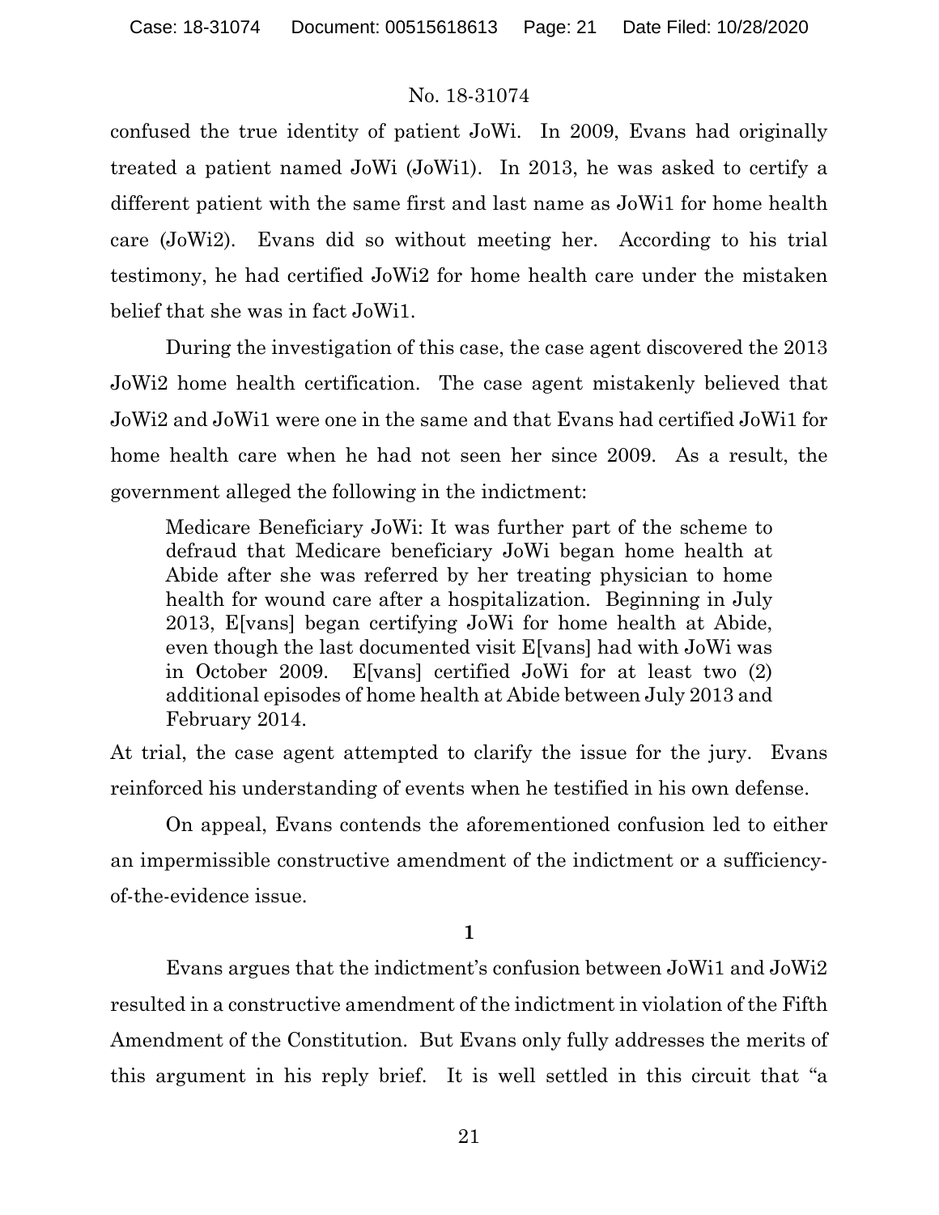confused the true identity of patient JoWi. In 2009, Evans had originally treated a patient named JoWi (JoWi1). In 2013, he was asked to certify a different patient with the same first and last name as JoWi1 for home health care (JoWi2). Evans did so without meeting her. According to his trial testimony, he had certified JoWi2 for home health care under the mistaken belief that she was in fact JoWi1.

During the investigation of this case, the case agent discovered the 2013 JoWi2 home health certification. The case agent mistakenly believed that JoWi2 and JoWi1 were one in the same and that Evans had certified JoWi1 for home health care when he had not seen her since 2009. As a result, the government alleged the following in the indictment:

> Medicare Beneficiary JoWi: It was further part of the scheme to defraud that Medicare beneficiary JoWi began home health at Abide after she was referred by her treating physician to home health for wound care after a hospitalization. Beginning in July 2013, E[vans] began certifying JoWi for home health at Abide, even though the last documented visit E[vans] had with JoWi was in October 2009. E[vans] certified JoWi for at least two (2) additional episodes of home health at Abide between July 2013 and February 2014.

At trial, the case agent attempted to clarify the issue for the jury. Evans reinforced his understanding of events when he testified in his own defense.

On appeal, Evans contends the aforementioned confusion led to either an impermissible constructive amendment of the indictment or a sufficiency-of-the-evidence issue.

**1**

Evans argues that the indictment's confusion between JoWi1 and JoWi2 resulted in a constructive amendment of the indictment in violation of the Fifth Amendment of the Constitution. But Evans only fully addresses the merits of this argument in his reply brief. It is well settled in this circuit that "a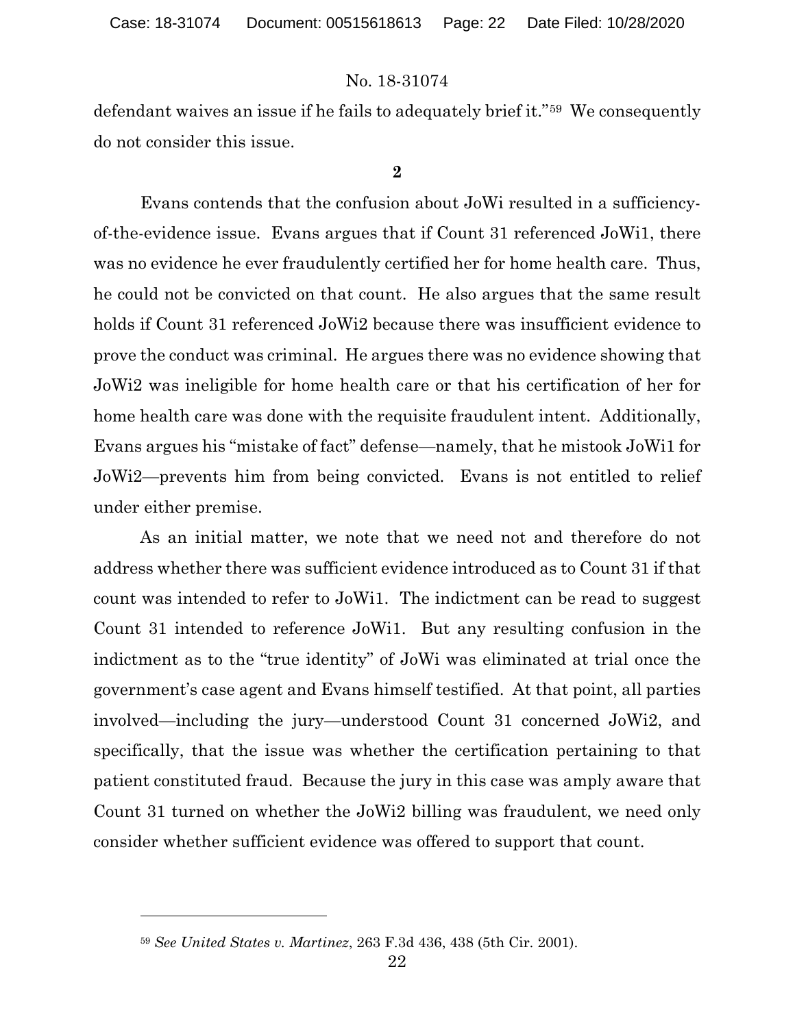defendant waives an issue if he fails to adequately brief it."[59] We consequently do not consider this issue.

**2**

Evans contends that the confusion about JoWi resulted in a sufficiency-of-the-evidence issue. Evans argues that if Count 31 referenced JoWi1, there was no evidence he ever fraudulently certified her for home health care. Thus, he could not be convicted on that count. He also argues that the same result holds if Count 31 referenced JoWi2 because there was insufficient evidence to prove the conduct was criminal. He argues there was no evidence showing that JoWi2 was ineligible for home health care or that his certification of her for home health care was done with the requisite fraudulent intent. Additionally, Evans argues his "mistake of fact" defense—namely, that he mistook JoWi1 for JoWi2—prevents him from being convicted. Evans is not entitled to relief under either premise.

As an initial matter, we note that we need not and therefore do not address whether there was sufficient evidence introduced as to Count 31 if that count was intended to refer to JoWi1. The indictment can be read to suggest Count 31 intended to reference JoWi1. But any resulting confusion in the indictment as to the "true identity" of JoWi was eliminated at trial once the government's case agent and Evans himself testified. At that point, all parties involved—including the jury—understood Count 31 concerned JoWi2, and specifically, that the issue was whether the certification pertaining to that patient constituted fraud. Because the jury in this case was amply aware that Count 31 turned on whether the JoWi2 billing was fraudulent, we need only consider whether sufficient evidence was offered to support that count.

---

[59] *See United States v. Martinez*, 263 F.3d 436, 438 (5th Cir. 2001).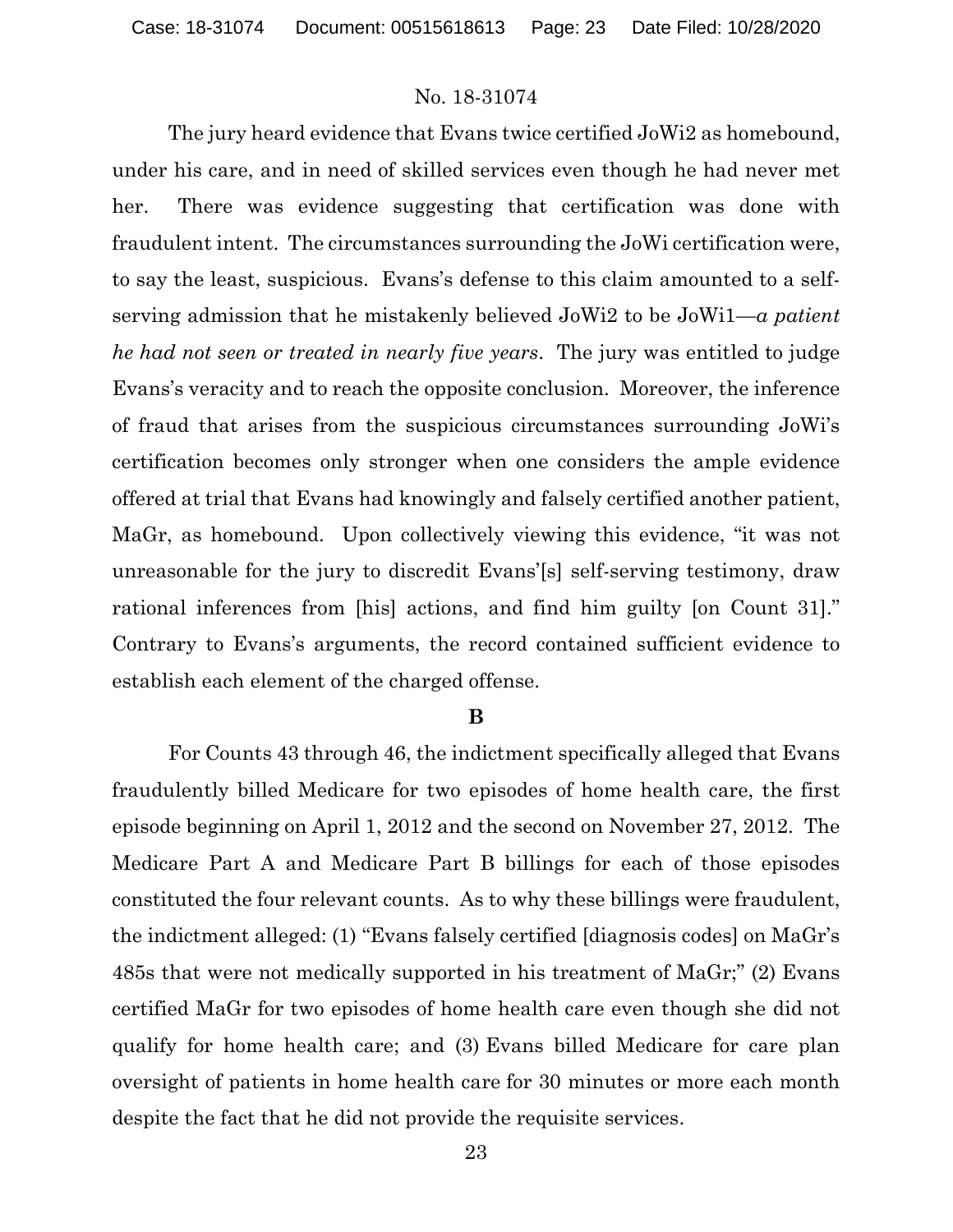The jury heard evidence that Evans twice certified JoWi2 as homebound, under his care, and in need of skilled services even though he had never met her. There was evidence suggesting that certification was done with fraudulent intent. The circumstances surrounding the JoWi certification were, to say the least, suspicious. Evans's defense to this claim amounted to a self-serving admission that he mistakenly believed JoWi2 to be JoWi1—*a patient he had not seen or treated in nearly five years*. The jury was entitled to judge Evans's veracity and to reach the opposite conclusion. Moreover, the inference of fraud that arises from the suspicious circumstances surrounding JoWi's certification becomes only stronger when one considers the ample evidence offered at trial that Evans had knowingly and falsely certified another patient, MaGr, as homebound. Upon collectively viewing this evidence, "it was not unreasonable for the jury to discredit Evans'[s] self-serving testimony, draw rational inferences from [his] actions, and find him guilty [on Count 31]." Contrary to Evans's arguments, the record contained sufficient evidence to establish each element of the charged offense.

### B

For Counts 43 through 46, the indictment specifically alleged that Evans fraudulently billed Medicare for two episodes of home health care, the first episode beginning on April 1, 2012 and the second on November 27, 2012. The Medicare Part A and Medicare Part B billings for each of those episodes constituted the four relevant counts. As to why these billings were fraudulent, the indictment alleged: (1) "Evans falsely certified [diagnosis codes] on MaGr's 485s that were not medically supported in his treatment of MaGr;" (2) Evans certified MaGr for two episodes of home health care even though she did not qualify for home health care; and (3) Evans billed Medicare for care plan oversight of patients in home health care for 30 minutes or more each month despite the fact that he did not provide the requisite services.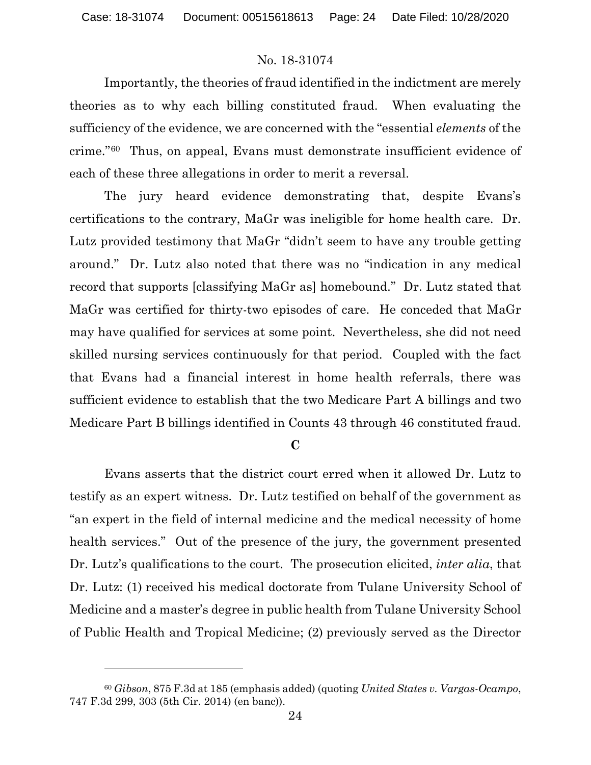Importantly, the theories of fraud identified in the indictment are merely theories as to why each billing constituted fraud. When evaluating the sufficiency of the evidence, we are concerned with the "essential *elements* of the crime."[60] Thus, on appeal, Evans must demonstrate insufficient evidence of each of these three allegations in order to merit a reversal.

The jury heard evidence demonstrating that, despite Evans's certifications to the contrary, MaGr was ineligible for home health care. Dr. Lutz provided testimony that MaGr "didn't seem to have any trouble getting around." Dr. Lutz also noted that there was no "indication in any medical record that supports [classifying MaGr as] homebound." Dr. Lutz stated that MaGr was certified for thirty-two episodes of care. He conceded that MaGr may have qualified for services at some point. Nevertheless, she did not need skilled nursing services continuously for that period. Coupled with the fact that Evans had a financial interest in home health referrals, there was sufficient evidence to establish that the two Medicare Part A billings and two Medicare Part B billings identified in Counts 43 through 46 constituted fraud.

### C

Evans asserts that the district court erred when it allowed Dr. Lutz to testify as an expert witness. Dr. Lutz testified on behalf of the government as "an expert in the field of internal medicine and the medical necessity of home health services." Out of the presence of the jury, the government presented Dr. Lutz's qualifications to the court. The prosecution elicited, *inter alia*, that Dr. Lutz: (1) received his medical doctorate from Tulane University School of Medicine and a master's degree in public health from Tulane University School of Public Health and Tropical Medicine; (2) previously served as the Director

---

[60] *Gibson*, 875 F.3d at 185 (emphasis added) (quoting *United States v. Vargas-Ocampo*, 747 F.3d 299, 303 (5th Cir. 2014) (en banc)).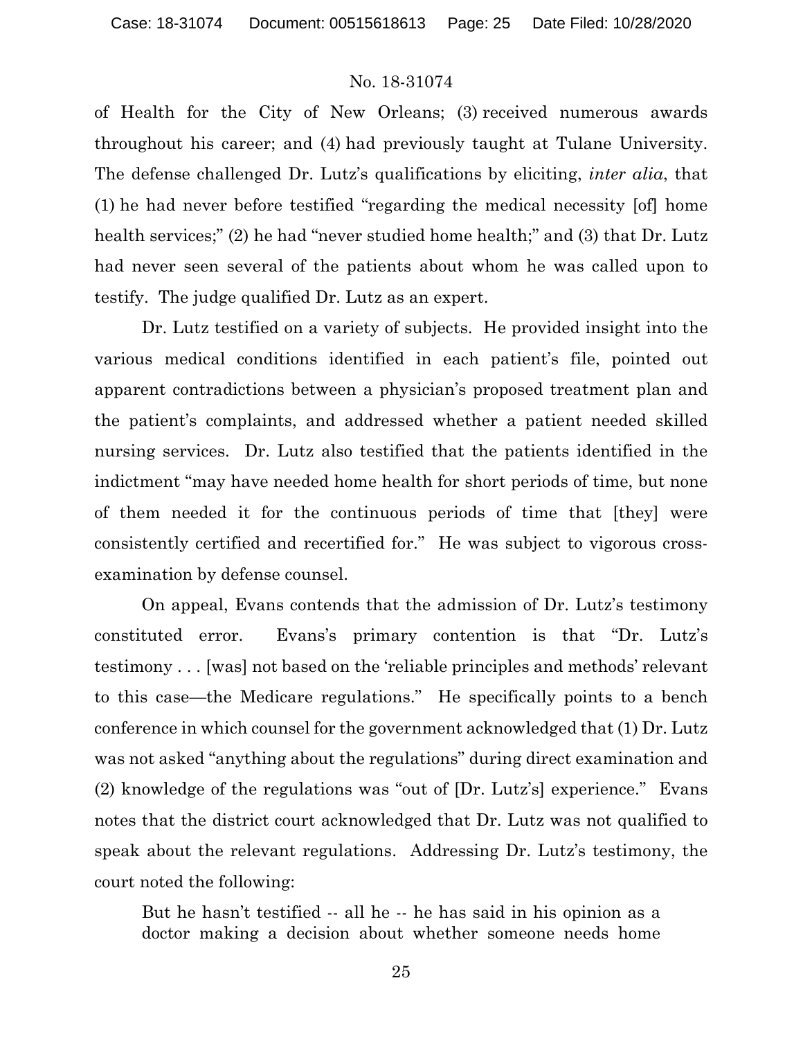of Health for the City of New Orleans; (3) received numerous awards throughout his career; and (4) had previously taught at Tulane University. The defense challenged Dr. Lutz's qualifications by eliciting, *inter alia*, that (1) he had never before testified "regarding the medical necessity [of] home health services;" (2) he had "never studied home health;" and (3) that Dr. Lutz had never seen several of the patients about whom he was called upon to testify. The judge qualified Dr. Lutz as an expert.

Dr. Lutz testified on a variety of subjects. He provided insight into the various medical conditions identified in each patient's file, pointed out apparent contradictions between a physician's proposed treatment plan and the patient's complaints, and addressed whether a patient needed skilled nursing services. Dr. Lutz also testified that the patients identified in the indictment "may have needed home health for short periods of time, but none of them needed it for the continuous periods of time that [they] were consistently certified and recertified for." He was subject to vigorous cross-examination by defense counsel.

On appeal, Evans contends that the admission of Dr. Lutz's testimony constituted error. Evans's primary contention is that "Dr. Lutz's testimony . . . [was] not based on the 'reliable principles and methods' relevant to this case—the Medicare regulations." He specifically points to a bench conference in which counsel for the government acknowledged that (1) Dr. Lutz was not asked "anything about the regulations" during direct examination and (2) knowledge of the regulations was "out of [Dr. Lutz's] experience." Evans notes that the district court acknowledged that Dr. Lutz was not qualified to speak about the relevant regulations. Addressing Dr. Lutz's testimony, the court noted the following:

> But he hasn't testified -- all he -- he has said in his opinion as a doctor making a decision about whether someone needs home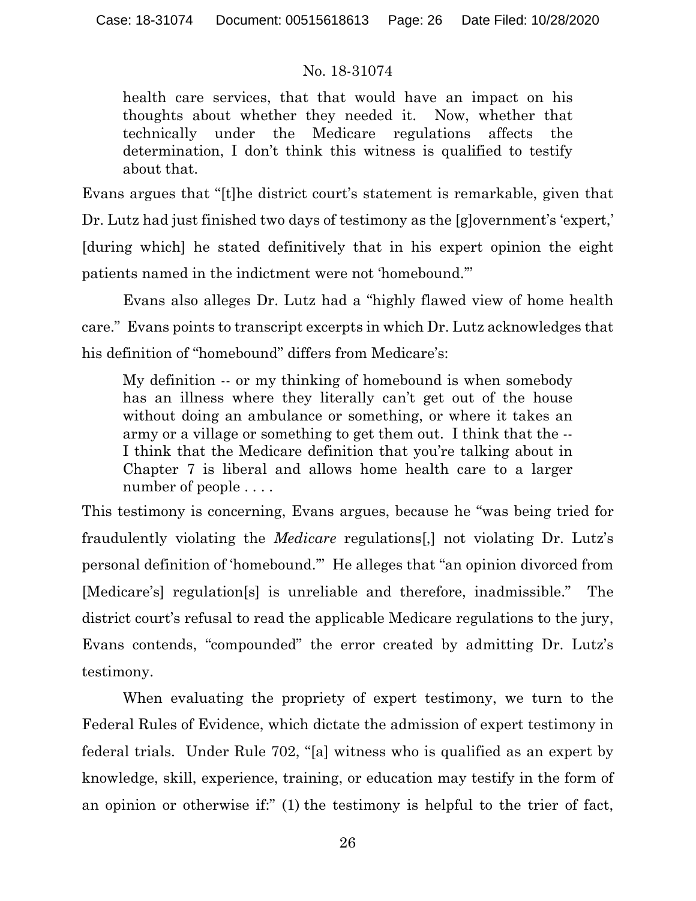> health care services, that that would have an impact on his thoughts about whether they needed it. Now, whether that technically under the Medicare regulations affects the determination, I don't think this witness is qualified to testify about that.

Evans argues that "[t]he district court's statement is remarkable, given that Dr. Lutz had just finished two days of testimony as the [g]overnment's 'expert,' [during which] he stated definitively that in his expert opinion the eight patients named in the indictment were not 'homebound.'"

Evans also alleges Dr. Lutz had a "highly flawed view of home health care." Evans points to transcript excerpts in which Dr. Lutz acknowledges that his definition of "homebound" differs from Medicare's:

> My definition -- or my thinking of homebound is when somebody has an illness where they literally can't get out of the house without doing an ambulance or something, or where it takes an army or a village or something to get them out. I think that the -- I think that the Medicare definition that you're talking about in Chapter 7 is liberal and allows home health care to a larger number of people . . . .

This testimony is concerning, Evans argues, because he "was being tried for fraudulently violating the *Medicare* regulations[,] not violating Dr. Lutz's personal definition of 'homebound.'" He alleges that "an opinion divorced from [Medicare's] regulation[s] is unreliable and therefore, inadmissible." The district court's refusal to read the applicable Medicare regulations to the jury, Evans contends, "compounded" the error created by admitting Dr. Lutz's testimony.

When evaluating the propriety of expert testimony, we turn to the Federal Rules of Evidence, which dictate the admission of expert testimony in federal trials. Under Rule 702, "[a] witness who is qualified as an expert by knowledge, skill, experience, training, or education may testify in the form of an opinion or otherwise if:" (1) the testimony is helpful to the trier of fact,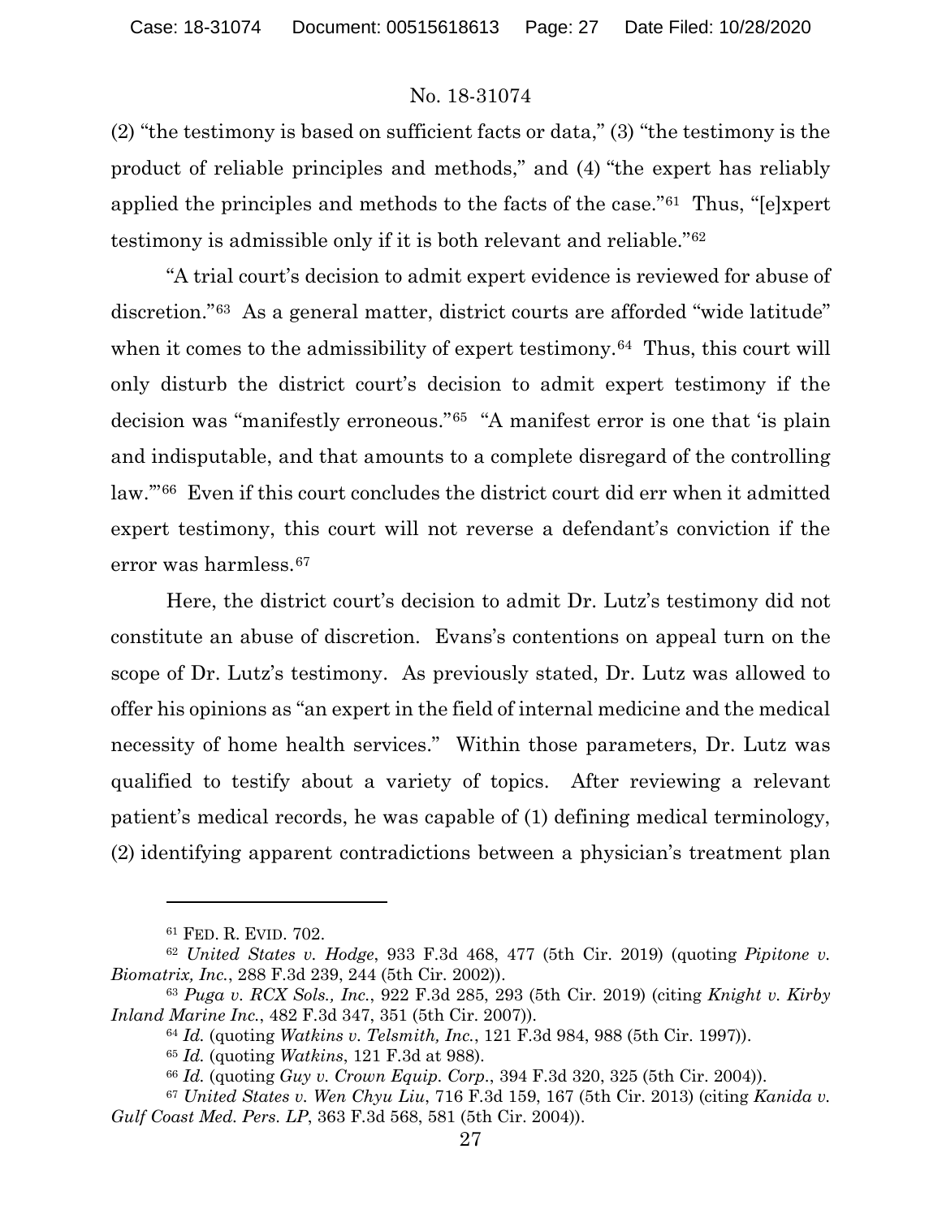(2) "the testimony is based on sufficient facts or data," (3) "the testimony is the product of reliable principles and methods," and (4) "the expert has reliably applied the principles and methods to the facts of the case."[61] Thus, "[e]xpert testimony is admissible only if it is both relevant and reliable."[62]

"A trial court's decision to admit expert evidence is reviewed for abuse of discretion."[63] As a general matter, district courts are afforded "wide latitude" when it comes to the admissibility of expert testimony.[64] Thus, this court will only disturb the district court's decision to admit expert testimony if the decision was "manifestly erroneous."[65] "A manifest error is one that 'is plain and indisputable, and that amounts to a complete disregard of the controlling law.'"[66] Even if this court concludes the district court did err when it admitted expert testimony, this court will not reverse a defendant's conviction if the error was harmless.[67]

Here, the district court's decision to admit Dr. Lutz's testimony did not constitute an abuse of discretion. Evans's contentions on appeal turn on the scope of Dr. Lutz's testimony. As previously stated, Dr. Lutz was allowed to offer his opinions as "an expert in the field of internal medicine and the medical necessity of home health services." Within those parameters, Dr. Lutz was qualified to testify about a variety of topics. After reviewing a relevant patient's medical records, he was capable of (1) defining medical terminology, (2) identifying apparent contradictions between a physician's treatment plan

---

[61] FED. R. EVID. 702.

[62] *United States v. Hodge*, 933 F.3d 468, 477 (5th Cir. 2019) (quoting *Pipitone v. Biomatrix, Inc.*, 288 F.3d 239, 244 (5th Cir. 2002)).

[63] *Puga v. RCX Sols., Inc.*, 922 F.3d 285, 293 (5th Cir. 2019) (citing *Knight v. Kirby Inland Marine Inc.*, 482 F.3d 347, 351 (5th Cir. 2007)).

[64] *Id.* (quoting *Watkins v. Telsmith, Inc.*, 121 F.3d 984, 988 (5th Cir. 1997)).

[65] *Id.* (quoting *Watkins*, 121 F.3d at 988).

[66] *Id.* (quoting *Guy v. Crown Equip. Corp.*, 394 F.3d 320, 325 (5th Cir. 2004)).

[67] *United States v. Wen Chyu Liu*, 716 F.3d 159, 167 (5th Cir. 2013) (citing *Kanida v. Gulf Coast Med. Pers. LP*, 363 F.3d 568, 581 (5th Cir. 2004)).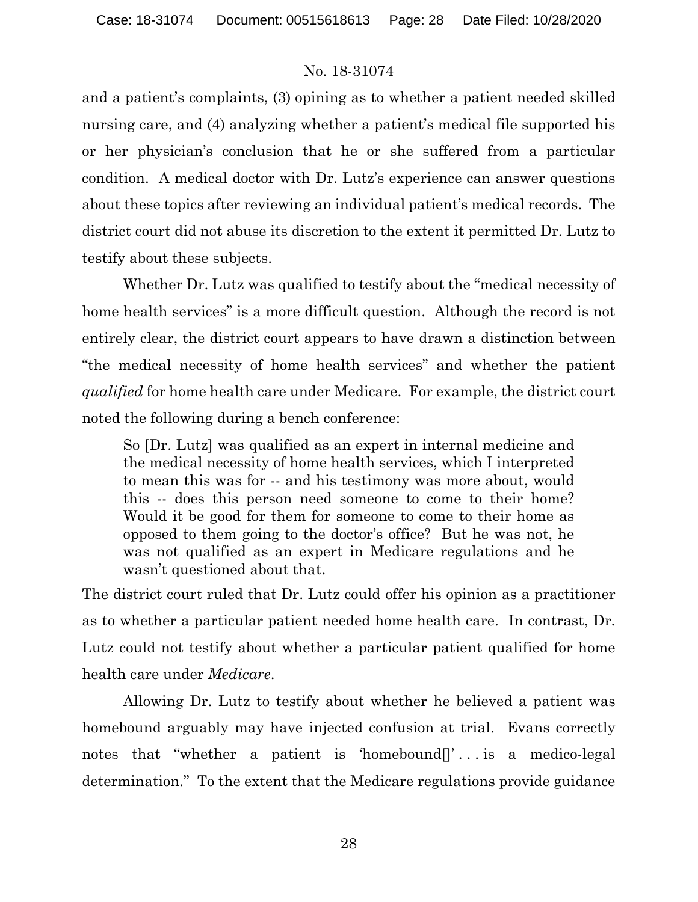and a patient's complaints, (3) opining as to whether a patient needed skilled nursing care, and (4) analyzing whether a patient's medical file supported his or her physician's conclusion that he or she suffered from a particular condition. A medical doctor with Dr. Lutz's experience can answer questions about these topics after reviewing an individual patient's medical records. The district court did not abuse its discretion to the extent it permitted Dr. Lutz to testify about these subjects.

Whether Dr. Lutz was qualified to testify about the "medical necessity of home health services" is a more difficult question. Although the record is not entirely clear, the district court appears to have drawn a distinction between "the medical necessity of home health services" and whether the patient *qualified* for home health care under Medicare. For example, the district court noted the following during a bench conference:

> So [Dr. Lutz] was qualified as an expert in internal medicine and the medical necessity of home health services, which I interpreted to mean this was for -- and his testimony was more about, would this -- does this person need someone to come to their home? Would it be good for them for someone to come to their home as opposed to them going to the doctor's office? But he was not, he was not qualified as an expert in Medicare regulations and he wasn't questioned about that.

The district court ruled that Dr. Lutz could offer his opinion as a practitioner as to whether a particular patient needed home health care. In contrast, Dr. Lutz could not testify about whether a particular patient qualified for home health care under *Medicare*.

Allowing Dr. Lutz to testify about whether he believed a patient was homebound arguably may have injected confusion at trial. Evans correctly notes that "whether a patient is 'homebound[]' . . . is a medico-legal determination." To the extent that the Medicare regulations provide guidance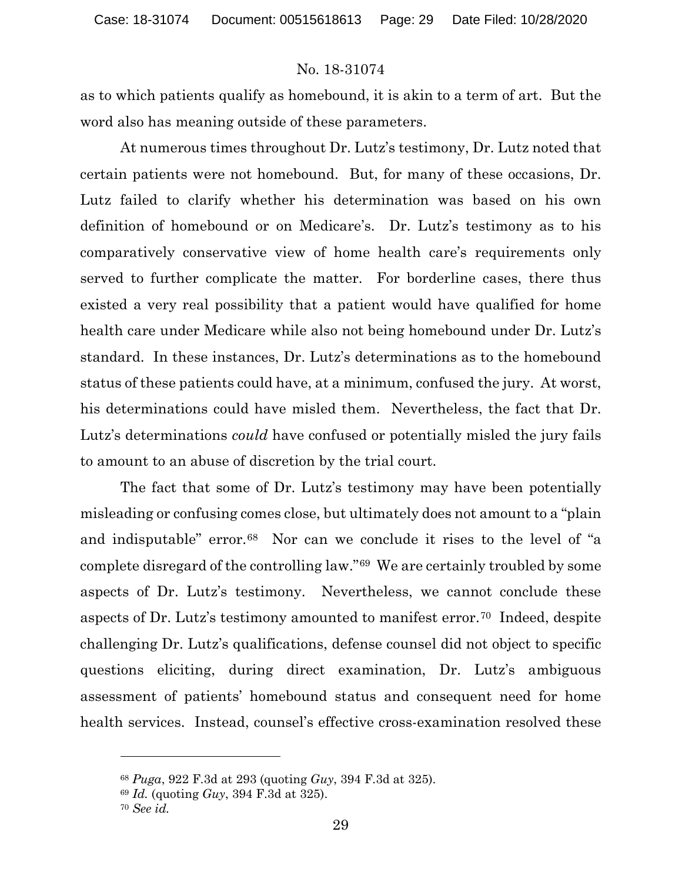as to which patients qualify as homebound, it is akin to a term of art. But the word also has meaning outside of these parameters.

At numerous times throughout Dr. Lutz's testimony, Dr. Lutz noted that certain patients were not homebound. But, for many of these occasions, Dr. Lutz failed to clarify whether his determination was based on his own definition of homebound or on Medicare's. Dr. Lutz's testimony as to his comparatively conservative view of home health care's requirements only served to further complicate the matter. For borderline cases, there thus existed a very real possibility that a patient would have qualified for home health care under Medicare while also not being homebound under Dr. Lutz's standard. In these instances, Dr. Lutz's determinations as to the homebound status of these patients could have, at a minimum, confused the jury. At worst, his determinations could have misled them. Nevertheless, the fact that Dr. Lutz's determinations *could* have confused or potentially misled the jury fails to amount to an abuse of discretion by the trial court.

The fact that some of Dr. Lutz's testimony may have been potentially misleading or confusing comes close, but ultimately does not amount to a "plain and indisputable" error.[68] Nor can we conclude it rises to the level of "a complete disregard of the controlling law."[69] We are certainly troubled by some aspects of Dr. Lutz's testimony. Nevertheless, we cannot conclude these aspects of Dr. Lutz's testimony amounted to manifest error.[70] Indeed, despite challenging Dr. Lutz's qualifications, defense counsel did not object to specific questions eliciting, during direct examination, Dr. Lutz's ambiguous assessment of patients' homebound status and consequent need for home health services. Instead, counsel's effective cross-examination resolved these

---

[68] *Puga*, 922 F.3d at 293 (quoting *Guy*, 394 F.3d at 325).

[69] *Id.* (quoting *Guy*, 394 F.3d at 325).

[70] *See id.*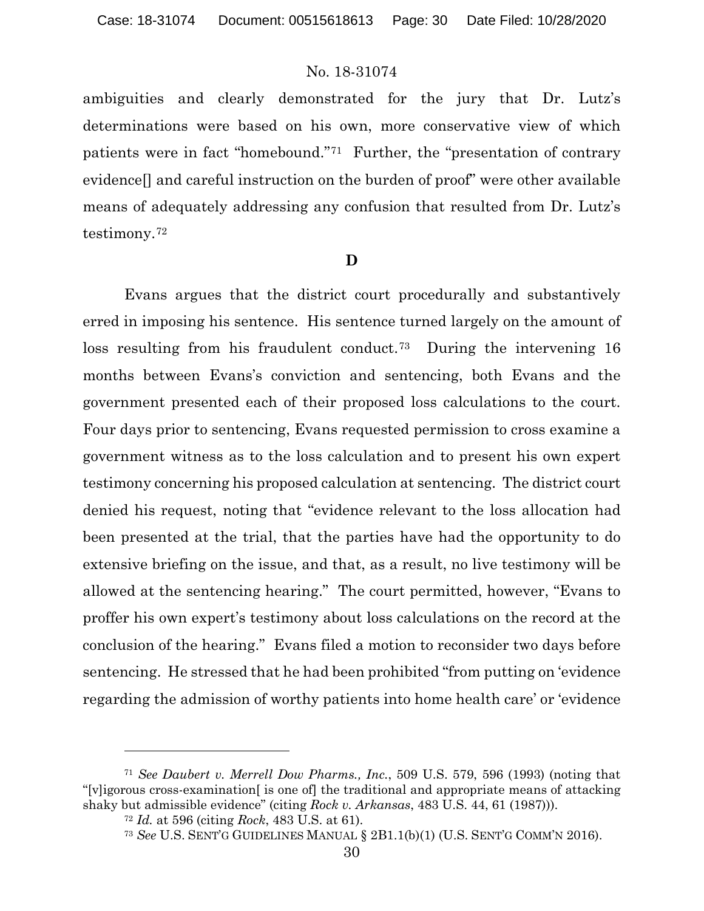ambiguities and clearly demonstrated for the jury that Dr. Lutz's determinations were based on his own, more conservative view of which patients were in fact "homebound."[71] Further, the "presentation of contrary evidence[] and careful instruction on the burden of proof" were other available means of adequately addressing any confusion that resulted from Dr. Lutz's testimony.[72]

**D**

Evans argues that the district court procedurally and substantively erred in imposing his sentence. His sentence turned largely on the amount of loss resulting from his fraudulent conduct.[73] During the intervening 16 months between Evans's conviction and sentencing, both Evans and the government presented each of their proposed loss calculations to the court. Four days prior to sentencing, Evans requested permission to cross examine a government witness as to the loss calculation and to present his own expert testimony concerning his proposed calculation at sentencing. The district court denied his request, noting that "evidence relevant to the loss allocation had been presented at the trial, that the parties have had the opportunity to do extensive briefing on the issue, and that, as a result, no live testimony will be allowed at the sentencing hearing." The court permitted, however, "Evans to proffer his own expert's testimony about loss calculations on the record at the conclusion of the hearing." Evans filed a motion to reconsider two days before sentencing. He stressed that he had been prohibited "from putting on 'evidence regarding the admission of worthy patients into home health care' or 'evidence

---

[71] *See Daubert v. Merrell Dow Pharms., Inc.*, 509 U.S. 579, 596 (1993) (noting that "[v]igorous cross-examination[ is one of] the traditional and appropriate means of attacking shaky but admissible evidence" (citing *Rock v. Arkansas*, 483 U.S. 44, 61 (1987))).

[72] *Id.* at 596 (citing *Rock*, 483 U.S. at 61).

[73] *See* U.S. SENT'G GUIDELINES MANUAL § 2B1.1(b)(1) (U.S. SENT'G COMM'N 2016).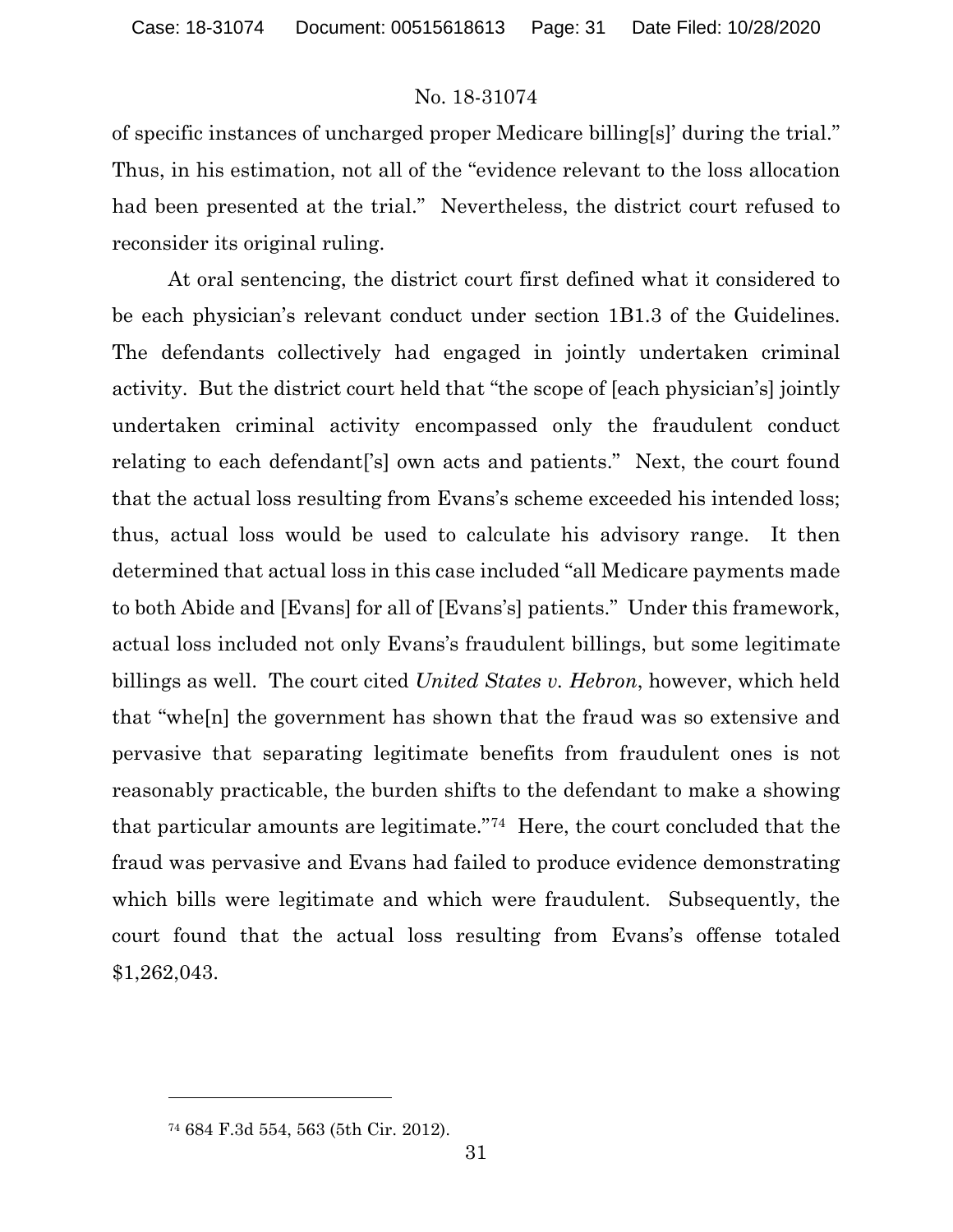of specific instances of uncharged proper Medicare billing[s]' during the trial." Thus, in his estimation, not all of the "evidence relevant to the loss allocation had been presented at the trial." Nevertheless, the district court refused to reconsider its original ruling.

At oral sentencing, the district court first defined what it considered to be each physician's relevant conduct under section 1B1.3 of the Guidelines. The defendants collectively had engaged in jointly undertaken criminal activity. But the district court held that "the scope of [each physician's] jointly undertaken criminal activity encompassed only the fraudulent conduct relating to each defendant['s] own acts and patients." Next, the court found that the actual loss resulting from Evans's scheme exceeded his intended loss; thus, actual loss would be used to calculate his advisory range. It then determined that actual loss in this case included "all Medicare payments made to both Abide and [Evans] for all of [Evans's] patients." Under this framework, actual loss included not only Evans's fraudulent billings, but some legitimate billings as well. The court cited *United States v. Hebron*, however, which held that "whe[n] the government has shown that the fraud was so extensive and pervasive that separating legitimate benefits from fraudulent ones is not reasonably practicable, the burden shifts to the defendant to make a showing that particular amounts are legitimate."[74] Here, the court concluded that the fraud was pervasive and Evans had failed to produce evidence demonstrating which bills were legitimate and which were fraudulent. Subsequently, the court found that the actual loss resulting from Evans's offense totaled $1,262,043.

---

[74] 684 F.3d 554, 563 (5th Cir. 2012).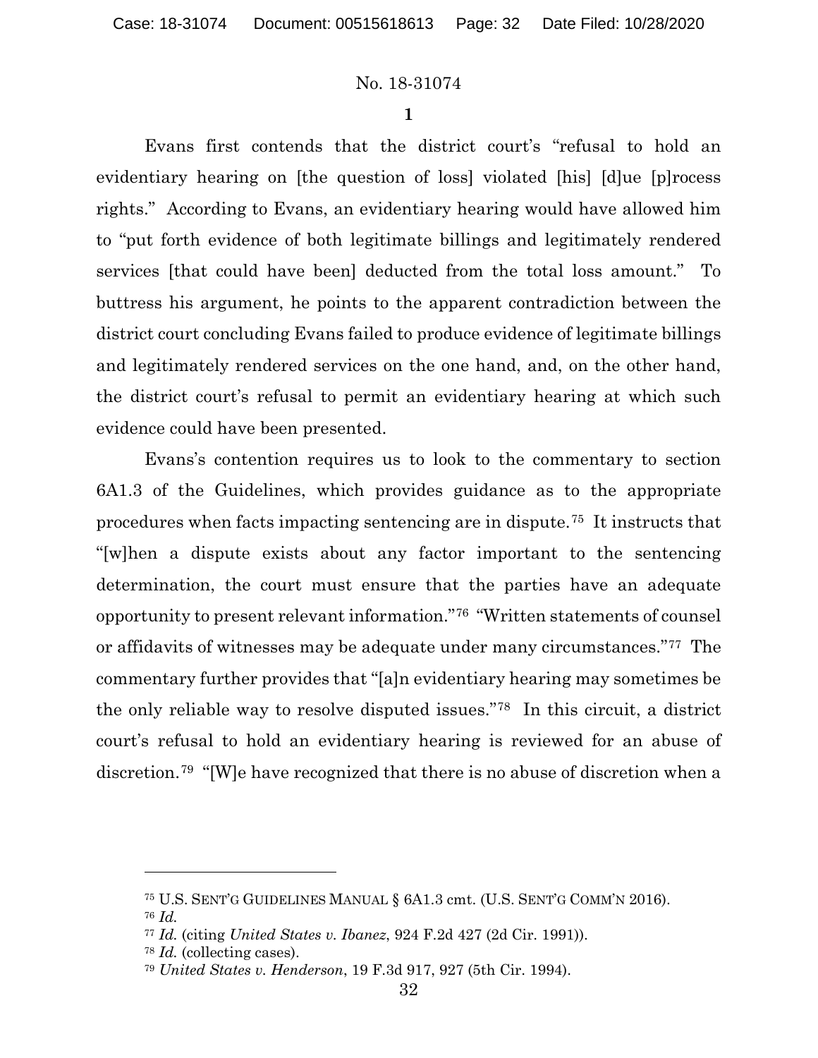**1**

Evans first contends that the district court's "refusal to hold an evidentiary hearing on [the question of loss] violated [his] [d]ue [p]rocess rights." According to Evans, an evidentiary hearing would have allowed him to "put forth evidence of both legitimate billings and legitimately rendered services [that could have been] deducted from the total loss amount." To buttress his argument, he points to the apparent contradiction between the district court concluding Evans failed to produce evidence of legitimate billings and legitimately rendered services on the one hand, and, on the other hand, the district court's refusal to permit an evidentiary hearing at which such evidence could have been presented.

Evans's contention requires us to look to the commentary to section 6A1.3 of the Guidelines, which provides guidance as to the appropriate procedures when facts impacting sentencing are in dispute.[75] It instructs that "[w]hen a dispute exists about any factor important to the sentencing determination, the court must ensure that the parties have an adequate opportunity to present relevant information."[76] "Written statements of counsel or affidavits of witnesses may be adequate under many circumstances."[77] The commentary further provides that "[a]n evidentiary hearing may sometimes be the only reliable way to resolve disputed issues."[78] In this circuit, a district court's refusal to hold an evidentiary hearing is reviewed for an abuse of discretion.[79] "[W]e have recognized that there is no abuse of discretion when a

---

[75] U.S. SENT'G GUIDELINES MANUAL § 6A1.3 cmt. (U.S. SENT'G COMM'N 2016).

[76] *Id.*

[77] *Id.* (citing *United States v. Ibanez*, 924 F.2d 427 (2d Cir. 1991)).

[78] *Id.* (collecting cases).

[79] *United States v. Henderson*, 19 F.3d 917, 927 (5th Cir. 1994).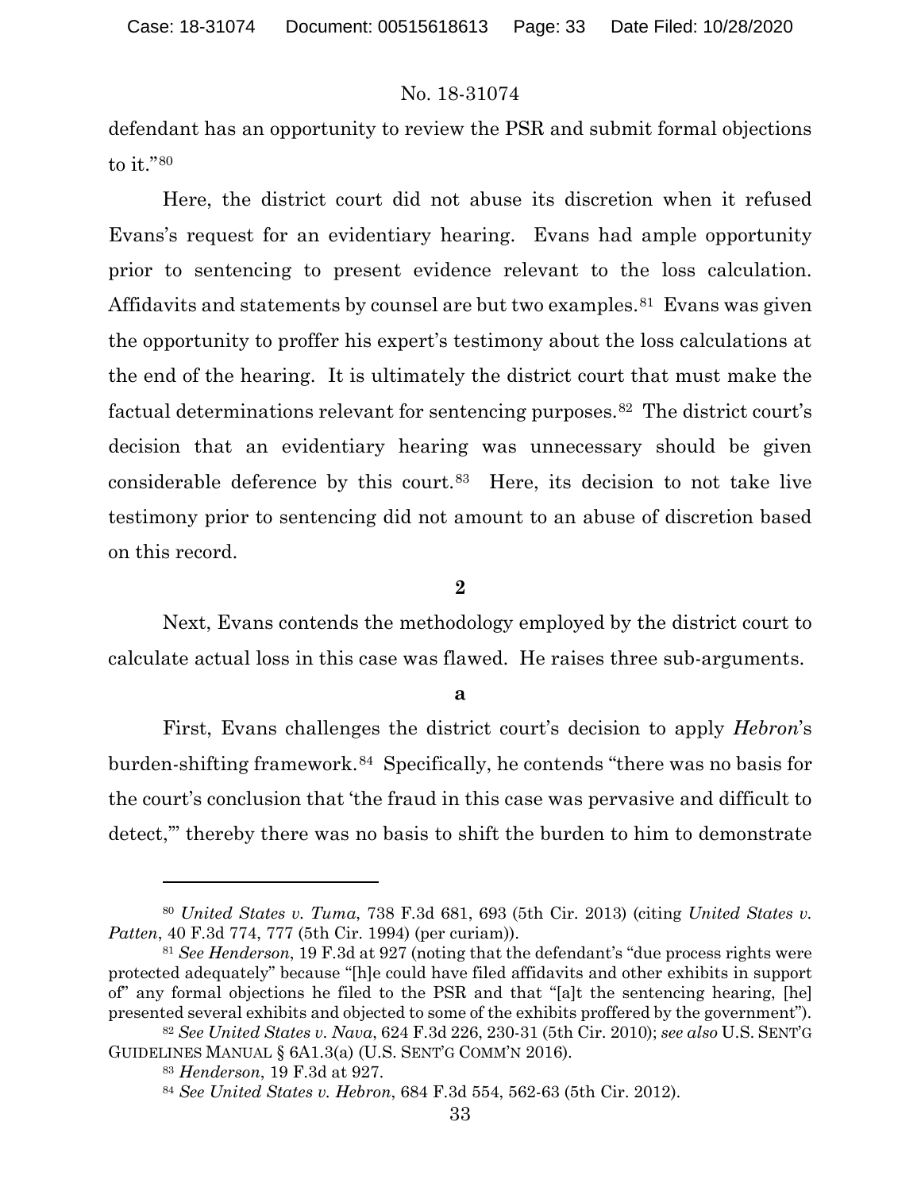defendant has an opportunity to review the PSR and submit formal objections to it."[80]

Here, the district court did not abuse its discretion when it refused Evans's request for an evidentiary hearing. Evans had ample opportunity prior to sentencing to present evidence relevant to the loss calculation. Affidavits and statements by counsel are but two examples.[81] Evans was given the opportunity to proffer his expert's testimony about the loss calculations at the end of the hearing. It is ultimately the district court that must make the factual determinations relevant for sentencing purposes.[82] The district court's decision that an evidentiary hearing was unnecessary should be given considerable deference by this court.[83] Here, its decision to not take live testimony prior to sentencing did not amount to an abuse of discretion based on this record.

**2**

Next, Evans contends the methodology employed by the district court to calculate actual loss in this case was flawed. He raises three sub-arguments.

**a**

First, Evans challenges the district court's decision to apply *Hebron*'s burden-shifting framework.[84] Specifically, he contends "there was no basis for the court's conclusion that 'the fraud in this case was pervasive and difficult to detect,'" thereby there was no basis to shift the burden to him to demonstrate

---

[80] *United States v. Tuma*, 738 F.3d 681, 693 (5th Cir. 2013) (citing *United States v. Patten*, 40 F.3d 774, 777 (5th Cir. 1994) (per curiam)).

[81] *See Henderson*, 19 F.3d at 927 (noting that the defendant's "due process rights were protected adequately" because "[h]e could have filed affidavits and other exhibits in support of" any formal objections he filed to the PSR and that "[a]t the sentencing hearing, [he] presented several exhibits and objected to some of the exhibits proffered by the government").

[82] *See United States v. Nava*, 624 F.3d 226, 230-31 (5th Cir. 2010); *see also* U.S. SENT'G GUIDELINES MANUAL § 6A1.3(a) (U.S. SENT'G COMM'N 2016).

[83] *Henderson*, 19 F.3d at 927.

[84] *See United States v. Hebron*, 684 F.3d 554, 562-63 (5th Cir. 2012).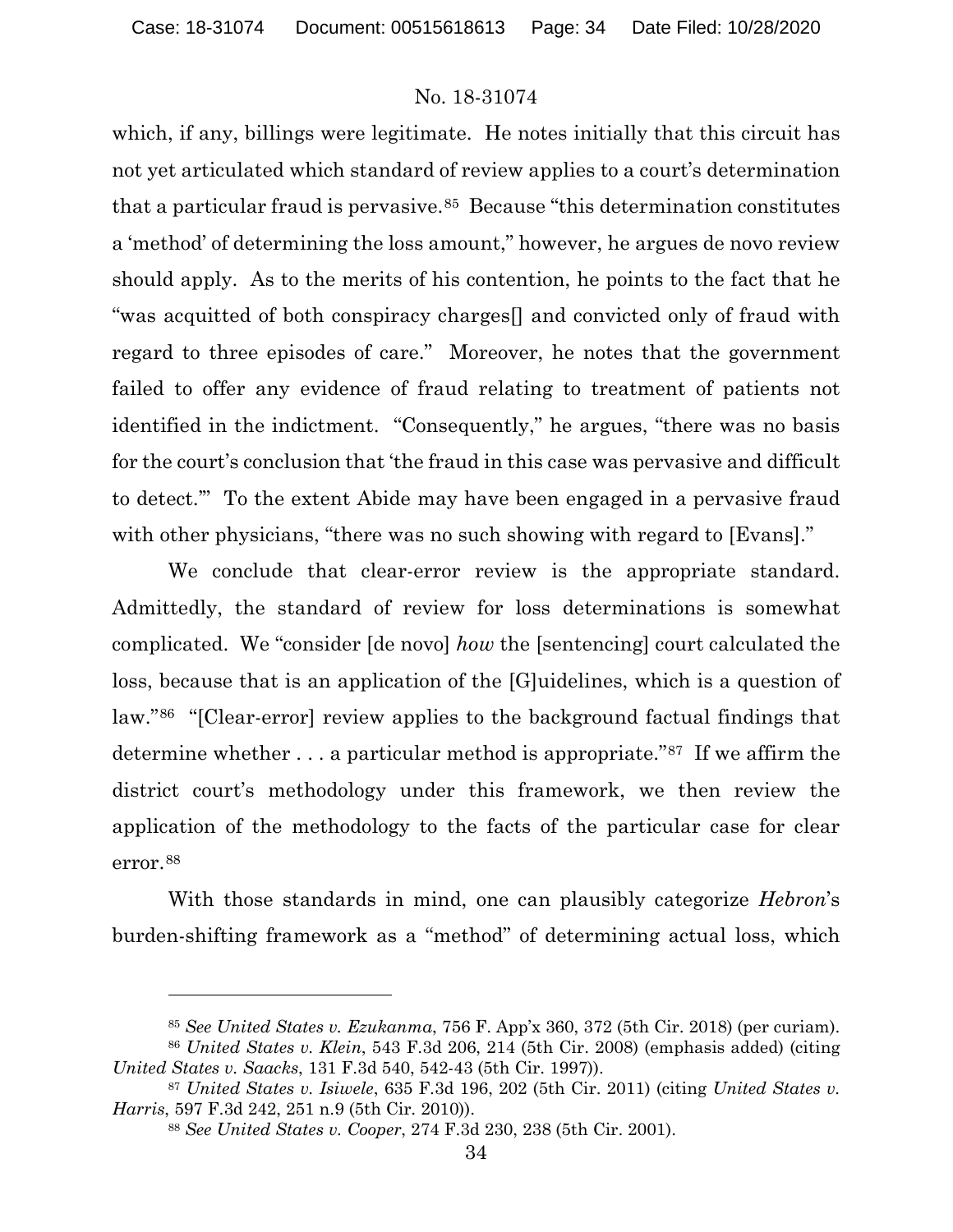which, if any, billings were legitimate. He notes initially that this circuit has not yet articulated which standard of review applies to a court's determination that a particular fraud is pervasive.[85] Because "this determination constitutes a 'method' of determining the loss amount," however, he argues de novo review should apply. As to the merits of his contention, he points to the fact that he "was acquitted of both conspiracy charges[] and convicted only of fraud with regard to three episodes of care." Moreover, he notes that the government failed to offer any evidence of fraud relating to treatment of patients not identified in the indictment. "Consequently," he argues, "there was no basis for the court's conclusion that 'the fraud in this case was pervasive and difficult to detect.'" To the extent Abide may have been engaged in a pervasive fraud with other physicians, "there was no such showing with regard to [Evans]."

We conclude that clear-error review is the appropriate standard. Admittedly, the standard of review for loss determinations is somewhat complicated. We "consider [de novo] *how* the [sentencing] court calculated the loss, because that is an application of the [G]uidelines, which is a question of law."[86] "[Clear-error] review applies to the background factual findings that determine whether . . . a particular method is appropriate."[87] If we affirm the district court's methodology under this framework, we then review the application of the methodology to the facts of the particular case for clear error.[88]

With those standards in mind, one can plausibly categorize *Hebron*'s burden-shifting framework as a "method" of determining actual loss, which

---

[85] *See United States v. Ezukanma*, 756 F. App'x 360, 372 (5th Cir. 2018) (per curiam).

[86] *United States v. Klein*, 543 F.3d 206, 214 (5th Cir. 2008) (emphasis added) (citing *United States v. Saacks*, 131 F.3d 540, 542-43 (5th Cir. 1997)).

[87] *United States v. Isiwele*, 635 F.3d 196, 202 (5th Cir. 2011) (citing *United States v. Harris*, 597 F.3d 242, 251 n.9 (5th Cir. 2010)).

[88] *See United States v. Cooper*, 274 F.3d 230, 238 (5th Cir. 2001).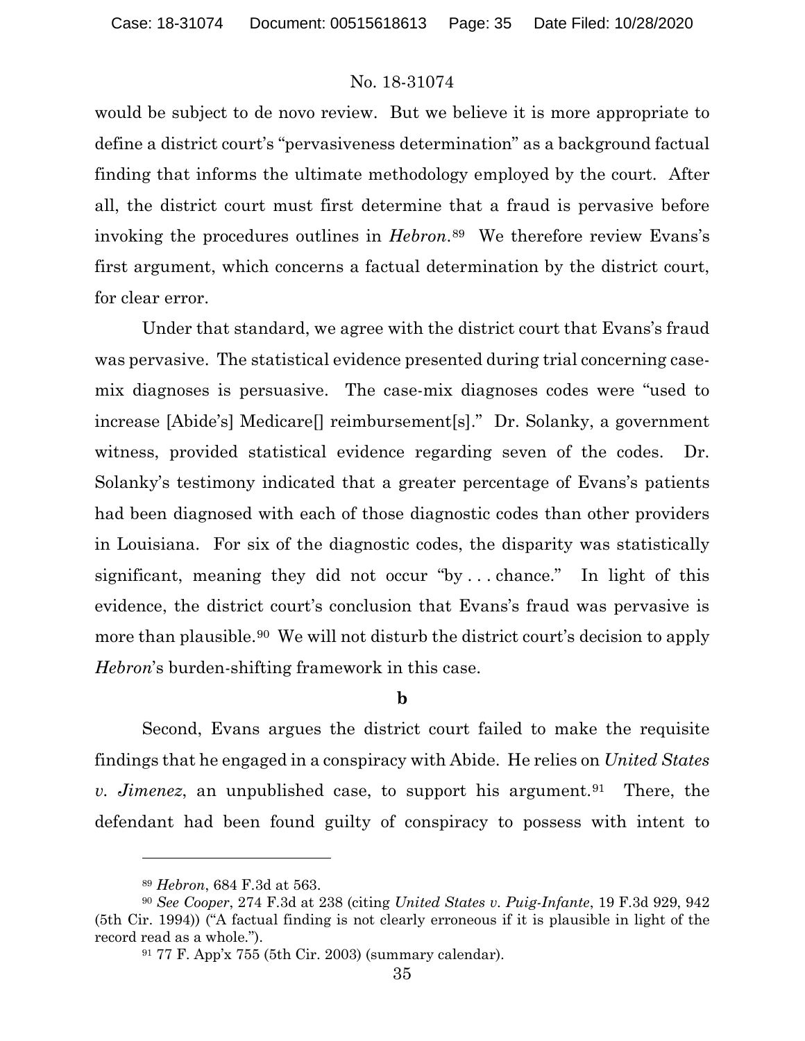would be subject to de novo review. But we believe it is more appropriate to define a district court's "pervasiveness determination" as a background factual finding that informs the ultimate methodology employed by the court. After all, the district court must first determine that a fraud is pervasive before invoking the procedures outlines in *Hebron*.[89] We therefore review Evans's first argument, which concerns a factual determination by the district court, for clear error.

Under that standard, we agree with the district court that Evans's fraud was pervasive. The statistical evidence presented during trial concerning case-mix diagnoses is persuasive. The case-mix diagnoses codes were "used to increase [Abide's] Medicare[] reimbursement[s]." Dr. Solanky, a government witness, provided statistical evidence regarding seven of the codes. Dr. Solanky's testimony indicated that a greater percentage of Evans's patients had been diagnosed with each of those diagnostic codes than other providers in Louisiana. For six of the diagnostic codes, the disparity was statistically significant, meaning they did not occur "by . . . chance." In light of this evidence, the district court's conclusion that Evans's fraud was pervasive is more than plausible.[90] We will not disturb the district court's decision to apply *Hebron*'s burden-shifting framework in this case.

**b**

Second, Evans argues the district court failed to make the requisite findings that he engaged in a conspiracy with Abide. He relies on *United States v. Jimenez*, an unpublished case, to support his argument.[91] There, the defendant had been found guilty of conspiracy to possess with intent to

---

[89] *Hebron*, 684 F.3d at 563.

[90] *See Cooper*, 274 F.3d at 238 (citing *United States v. Puig-Infante*, 19 F.3d 929, 942 (5th Cir. 1994)) ("A factual finding is not clearly erroneous if it is plausible in light of the record read as a whole.").

[91] 77 F. App'x 755 (5th Cir. 2003) (summary calendar).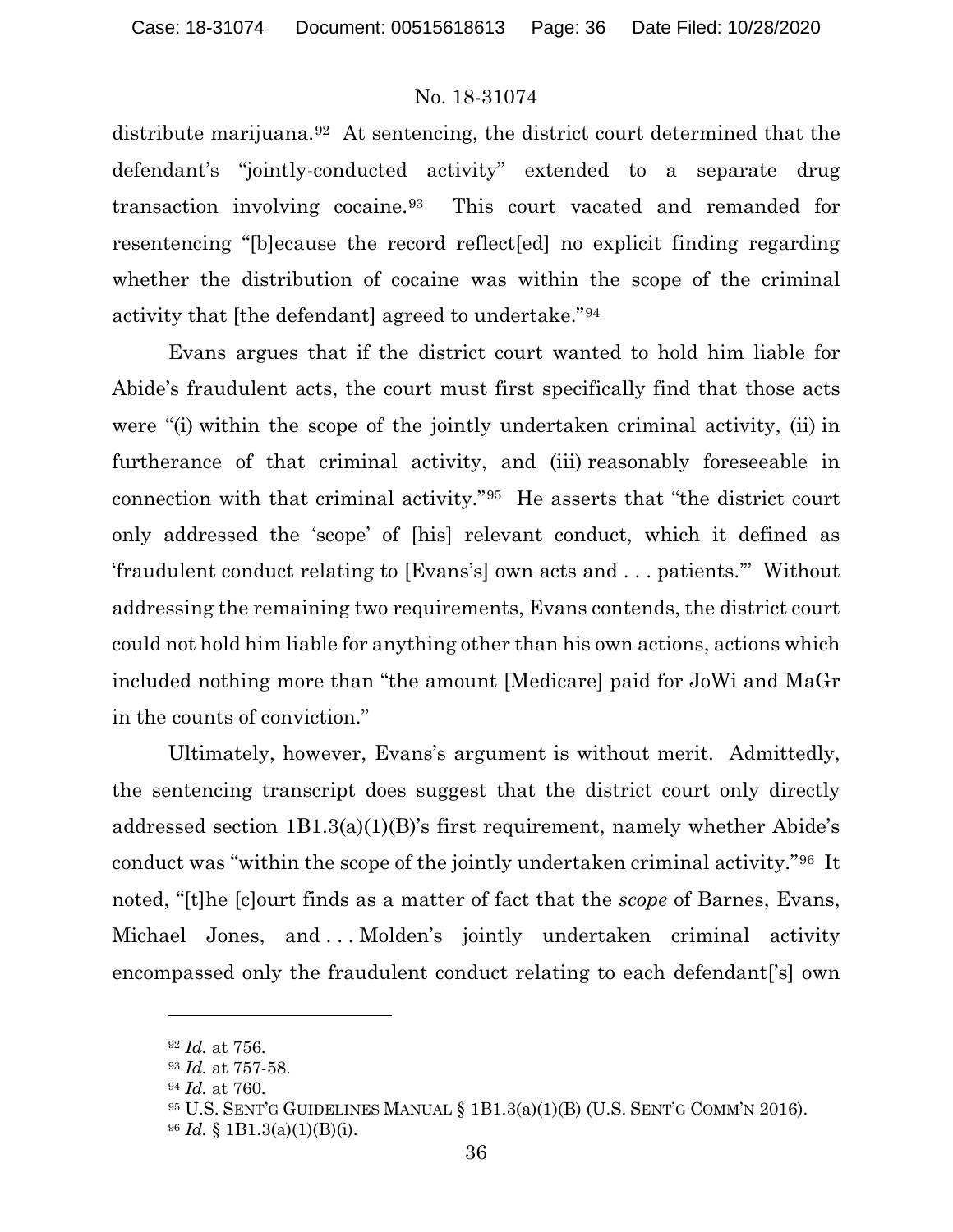distribute marijuana.[92] At sentencing, the district court determined that the defendant's "jointly-conducted activity" extended to a separate drug transaction involving cocaine.[93] This court vacated and remanded for resentencing "[b]ecause the record reflect[ed] no explicit finding regarding whether the distribution of cocaine was within the scope of the criminal activity that [the defendant] agreed to undertake."[94]

Evans argues that if the district court wanted to hold him liable for Abide's fraudulent acts, the court must first specifically find that those acts were "(i) within the scope of the jointly undertaken criminal activity, (ii) in furtherance of that criminal activity, and (iii) reasonably foreseeable in connection with that criminal activity."[95] He asserts that "the district court only addressed the 'scope' of [his] relevant conduct, which it defined as 'fraudulent conduct relating to [Evans's] own acts and . . . patients.'" Without addressing the remaining two requirements, Evans contends, the district court could not hold him liable for anything other than his own actions, actions which included nothing more than "the amount [Medicare] paid for JoWi and MaGr in the counts of conviction."

Ultimately, however, Evans's argument is without merit. Admittedly, the sentencing transcript does suggest that the district court only directly addressed section 1B1.3(a)(1)(B)'s first requirement, namely whether Abide's conduct was "within the scope of the jointly undertaken criminal activity."[96] It noted, "[t]he [c]ourt finds as a matter of fact that the *scope* of Barnes, Evans, Michael Jones, and . . . Molden's jointly undertaken criminal activity encompassed only the fraudulent conduct relating to each defendant['s] own

---

[92] *Id.* at 756.

[93] *Id.* at 757-58.

[94] *Id.* at 760.

[95] U.S. SENT'G GUIDELINES MANUAL § 1B1.3(a)(1)(B) (U.S. SENT'G COMM'N 2016).

[96] *Id.* § 1B1.3(a)(1)(B)(i).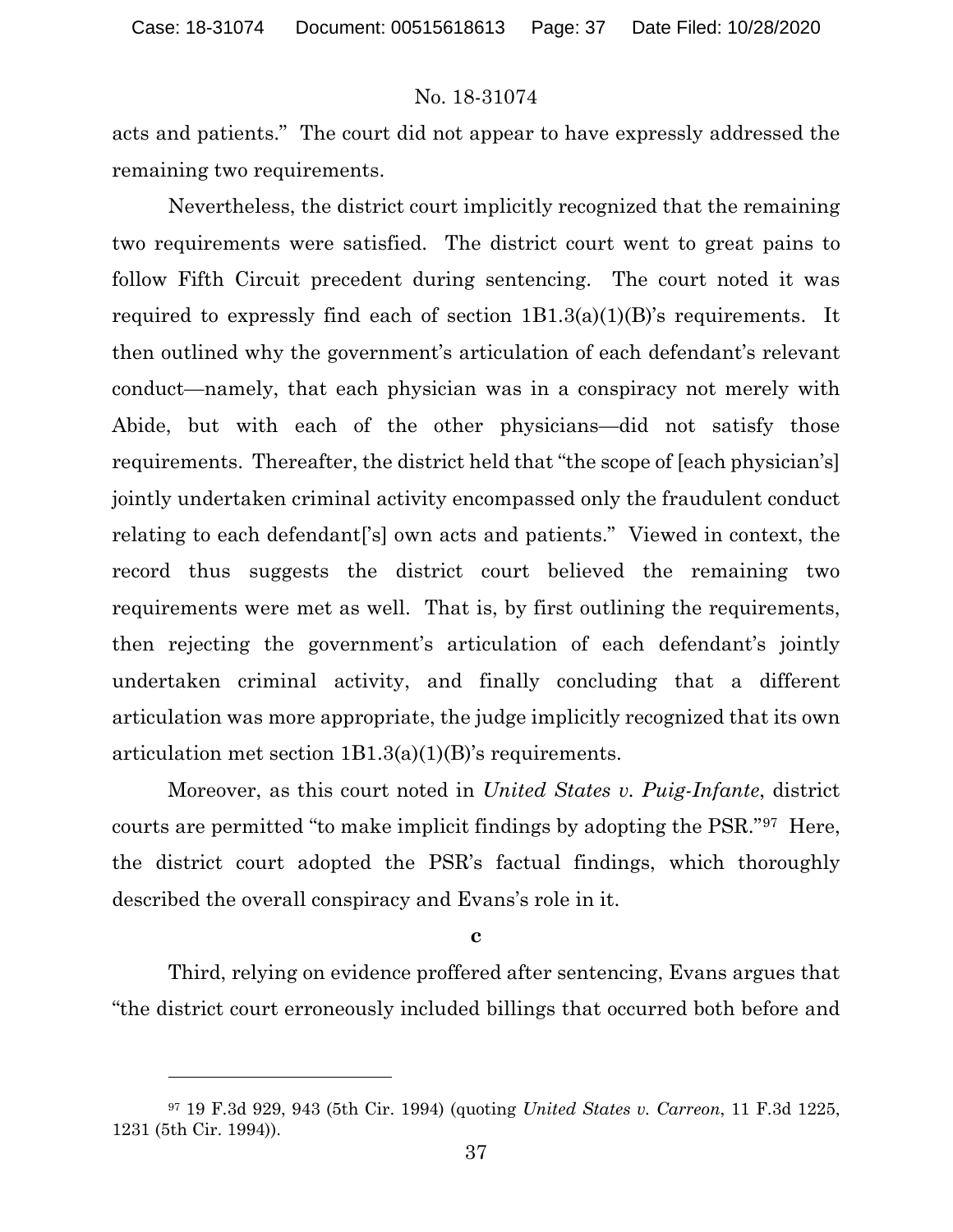acts and patients." The court did not appear to have expressly addressed the remaining two requirements.

Nevertheless, the district court implicitly recognized that the remaining two requirements were satisfied. The district court went to great pains to follow Fifth Circuit precedent during sentencing. The court noted it was required to expressly find each of section 1B1.3(a)(1)(B)'s requirements. It then outlined why the government's articulation of each defendant's relevant conduct—namely, that each physician was in a conspiracy not merely with Abide, but with each of the other physicians—did not satisfy those requirements. Thereafter, the district held that "the scope of [each physician's] jointly undertaken criminal activity encompassed only the fraudulent conduct relating to each defendant['s] own acts and patients." Viewed in context, the record thus suggests the district court believed the remaining two requirements were met as well. That is, by first outlining the requirements, then rejecting the government's articulation of each defendant's jointly undertaken criminal activity, and finally concluding that a different articulation was more appropriate, the judge implicitly recognized that its own articulation met section 1B1.3(a)(1)(B)'s requirements.

Moreover, as this court noted in *United States v. Puig-Infante*, district courts are permitted "to make implicit findings by adopting the PSR."[97] Here, the district court adopted the PSR's factual findings, which thoroughly described the overall conspiracy and Evans's role in it.

**c**

Third, relying on evidence proffered after sentencing, Evans argues that "the district court erroneously included billings that occurred both before and

---

[97] 19 F.3d 929, 943 (5th Cir. 1994) (quoting *United States v. Carreon*, 11 F.3d 1225, 1231 (5th Cir. 1994)).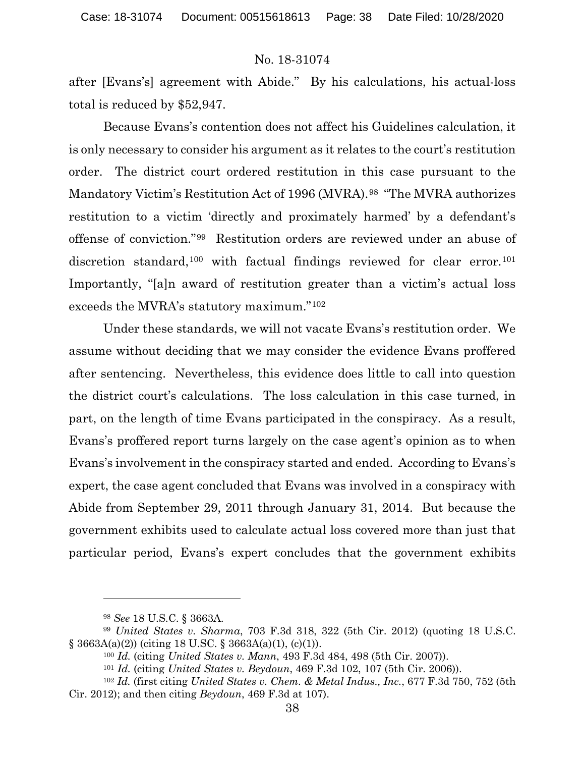after [Evans's] agreement with Abide." By his calculations, his actual-loss total is reduced by $52,947.

Because Evans's contention does not affect his Guidelines calculation, it is only necessary to consider his argument as it relates to the court's restitution order. The district court ordered restitution in this case pursuant to the Mandatory Victim's Restitution Act of 1996 (MVRA).[98] "The MVRA authorizes restitution to a victim 'directly and proximately harmed' by a defendant's offense of conviction."[99] Restitution orders are reviewed under an abuse of discretion standard,[100] with factual findings reviewed for clear error.[101] Importantly, "[a]n award of restitution greater than a victim's actual loss exceeds the MVRA's statutory maximum."[102]

Under these standards, we will not vacate Evans's restitution order. We assume without deciding that we may consider the evidence Evans proffered after sentencing. Nevertheless, this evidence does little to call into question the district court's calculations. The loss calculation in this case turned, in part, on the length of time Evans participated in the conspiracy. As a result, Evans's proffered report turns largely on the case agent's opinion as to when Evans's involvement in the conspiracy started and ended. According to Evans's expert, the case agent concluded that Evans was involved in a conspiracy with Abide from September 29, 2011 through January 31, 2014. But because the government exhibits used to calculate actual loss covered more than just that particular period, Evans's expert concludes that the government exhibits

---

[98] *See* 18 U.S.C. § 3663A.

[99] *United States v. Sharma*, 703 F.3d 318, 322 (5th Cir. 2012) (quoting 18 U.S.C. § 3663A(a)(2)) (citing 18 U.SC. § 3663A(a)(1), (c)(1)).

[100] *Id.* (citing *United States v. Mann*, 493 F.3d 484, 498 (5th Cir. 2007)).

[101] *Id.* (citing *United States v. Beydoun*, 469 F.3d 102, 107 (5th Cir. 2006)).

[102] *Id.* (first citing *United States v. Chem. & Metal Indus., Inc.*, 677 F.3d 750, 752 (5th Cir. 2012); and then citing *Beydoun*, 469 F.3d at 107).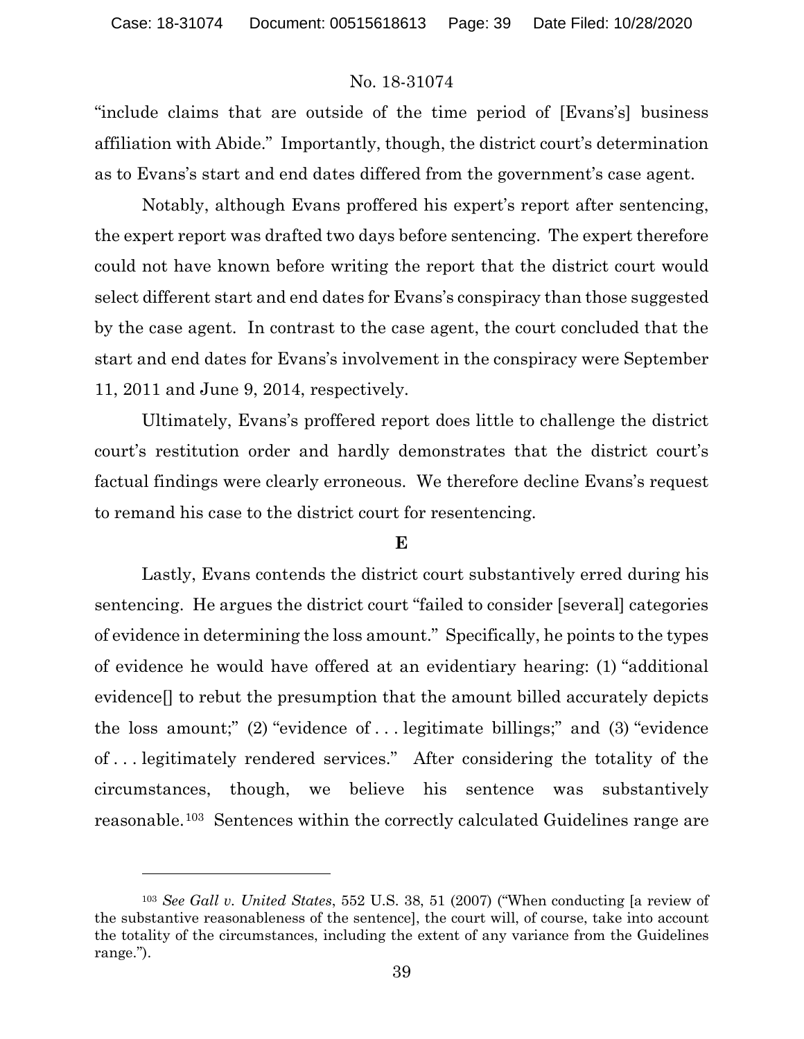"include claims that are outside of the time period of [Evans's] business affiliation with Abide." Importantly, though, the district court's determination as to Evans's start and end dates differed from the government's case agent.

Notably, although Evans proffered his expert's report after sentencing, the expert report was drafted two days before sentencing. The expert therefore could not have known before writing the report that the district court would select different start and end dates for Evans's conspiracy than those suggested by the case agent. In contrast to the case agent, the court concluded that the start and end dates for Evans's involvement in the conspiracy were September 11, 2011 and June 9, 2014, respectively.

Ultimately, Evans's proffered report does little to challenge the district court's restitution order and hardly demonstrates that the district court's factual findings were clearly erroneous. We therefore decline Evans's request to remand his case to the district court for resentencing.

### E

Lastly, Evans contends the district court substantively erred during his sentencing. He argues the district court "failed to consider [several] categories of evidence in determining the loss amount." Specifically, he points to the types of evidence he would have offered at an evidentiary hearing: (1) "additional evidence[] to rebut the presumption that the amount billed accurately depicts the loss amount;" (2) "evidence of . . . legitimate billings;" and (3) "evidence of . . . legitimately rendered services." After considering the totality of the circumstances, though, we believe his sentence was substantively reasonable.[103] Sentences within the correctly calculated Guidelines range are

---

[103] *See Gall v. United States*, 552 U.S. 38, 51 (2007) ("When conducting [a review of the substantive reasonableness of the sentence], the court will, of course, take into account the totality of the circumstances, including the extent of any variance from the Guidelines range.").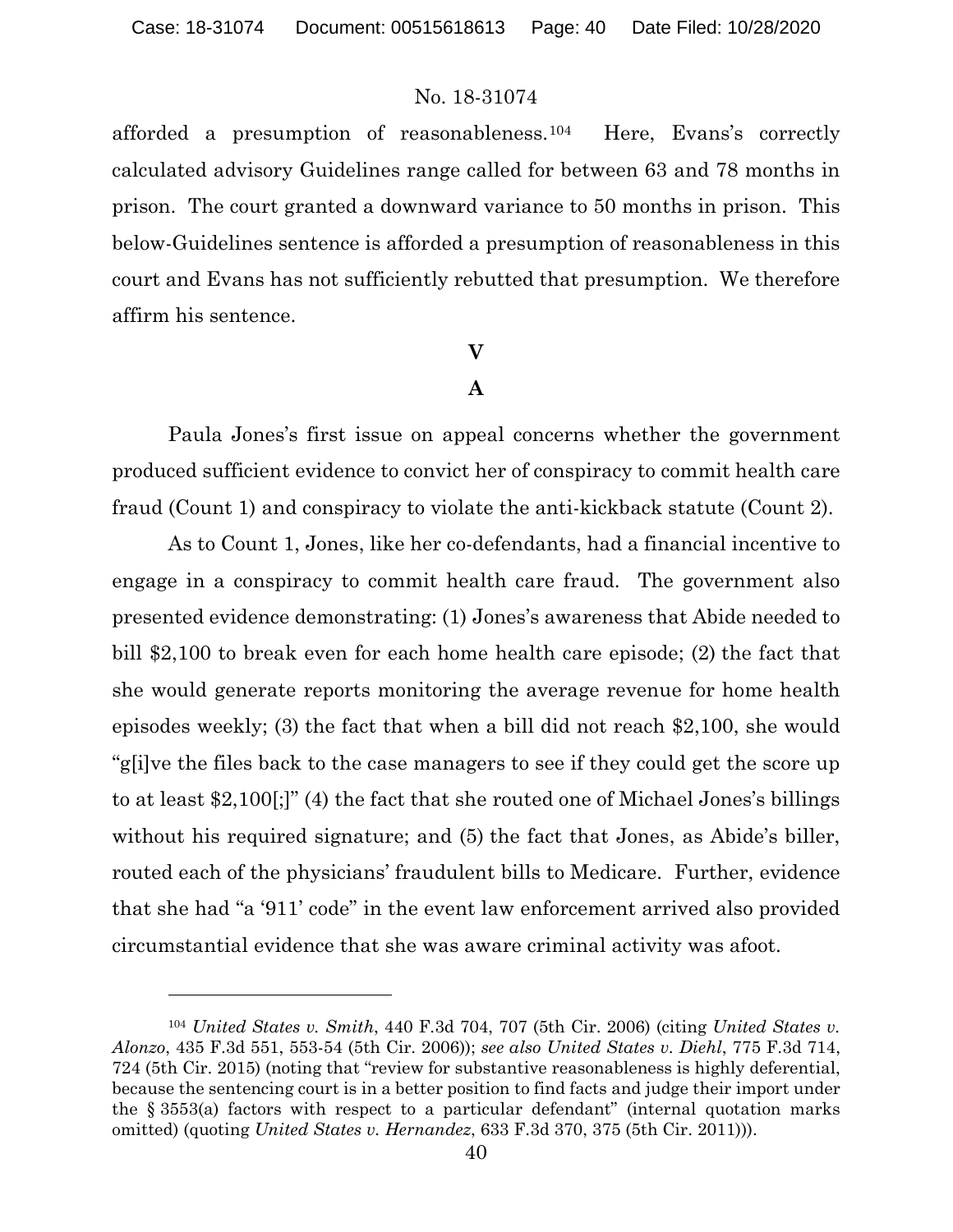afforded a presumption of reasonableness.[104] Here, Evans's correctly calculated advisory Guidelines range called for between 63 and 78 months in prison. The court granted a downward variance to 50 months in prison. This below-Guidelines sentence is afforded a presumption of reasonableness in this court and Evans has not sufficiently rebutted that presumption. We therefore affirm his sentence.

## V

### A

Paula Jones's first issue on appeal concerns whether the government produced sufficient evidence to convict her of conspiracy to commit health care fraud (Count 1) and conspiracy to violate the anti-kickback statute (Count 2).

As to Count 1, Jones, like her co-defendants, had a financial incentive to engage in a conspiracy to commit health care fraud. The government also presented evidence demonstrating: (1) Jones's awareness that Abide needed to bill $2,100 to break even for each home health care episode; (2) the fact that she would generate reports monitoring the average revenue for home health episodes weekly; (3) the fact that when a bill did not reach $2,100, she would "g[i]ve the files back to the case managers to see if they could get the score up to at least $2,100[;]" (4) the fact that she routed one of Michael Jones's billings without his required signature; and (5) the fact that Jones, as Abide's biller, routed each of the physicians' fraudulent bills to Medicare. Further, evidence that she had "a '911' code" in the event law enforcement arrived also provided circumstantial evidence that she was aware criminal activity was afoot.

---

[104] *United States v. Smith*, 440 F.3d 704, 707 (5th Cir. 2006) (citing *United States v. Alonzo*, 435 F.3d 551, 553-54 (5th Cir. 2006)); *see also United States v. Diehl*, 775 F.3d 714, 724 (5th Cir. 2015) (noting that "review for substantive reasonableness is highly deferential, because the sentencing court is in a better position to find facts and judge their import under the § 3553(a) factors with respect to a particular defendant" (internal quotation marks omitted) (quoting *United States v. Hernandez*, 633 F.3d 370, 375 (5th Cir. 2011))).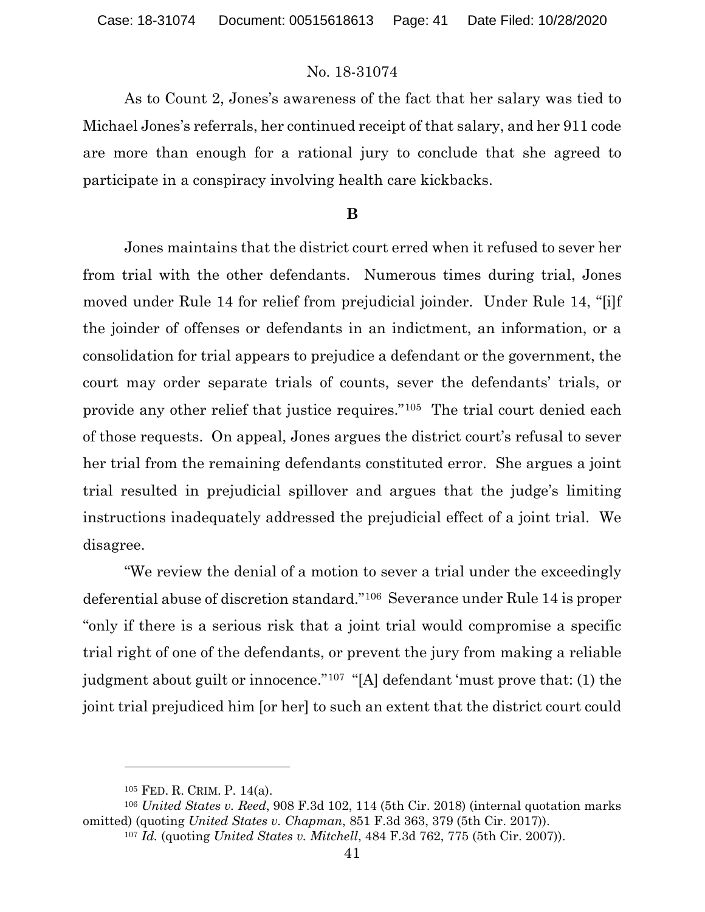As to Count 2, Jones's awareness of the fact that her salary was tied to Michael Jones's referrals, her continued receipt of that salary, and her 911 code are more than enough for a rational jury to conclude that she agreed to participate in a conspiracy involving health care kickbacks.

**B**

Jones maintains that the district court erred when it refused to sever her from trial with the other defendants. Numerous times during trial, Jones moved under Rule 14 for relief from prejudicial joinder. Under Rule 14, "[i]f the joinder of offenses or defendants in an indictment, an information, or a consolidation for trial appears to prejudice a defendant or the government, the court may order separate trials of counts, sever the defendants' trials, or provide any other relief that justice requires."[105] The trial court denied each of those requests. On appeal, Jones argues the district court's refusal to sever her trial from the remaining defendants constituted error. She argues a joint trial resulted in prejudicial spillover and argues that the judge's limiting instructions inadequately addressed the prejudicial effect of a joint trial. We disagree.

"We review the denial of a motion to sever a trial under the exceedingly deferential abuse of discretion standard."[106] Severance under Rule 14 is proper "only if there is a serious risk that a joint trial would compromise a specific trial right of one of the defendants, or prevent the jury from making a reliable judgment about guilt or innocence."[107] "[A] defendant 'must prove that: (1) the joint trial prejudiced him [or her] to such an extent that the district court could

---

[105] FED. R. CRIM. P. 14(a).

[106] *United States v. Reed*, 908 F.3d 102, 114 (5th Cir. 2018) (internal quotation marks omitted) (quoting *United States v. Chapman*, 851 F.3d 363, 379 (5th Cir. 2017)).

[107] *Id.* (quoting *United States v. Mitchell*, 484 F.3d 762, 775 (5th Cir. 2007)).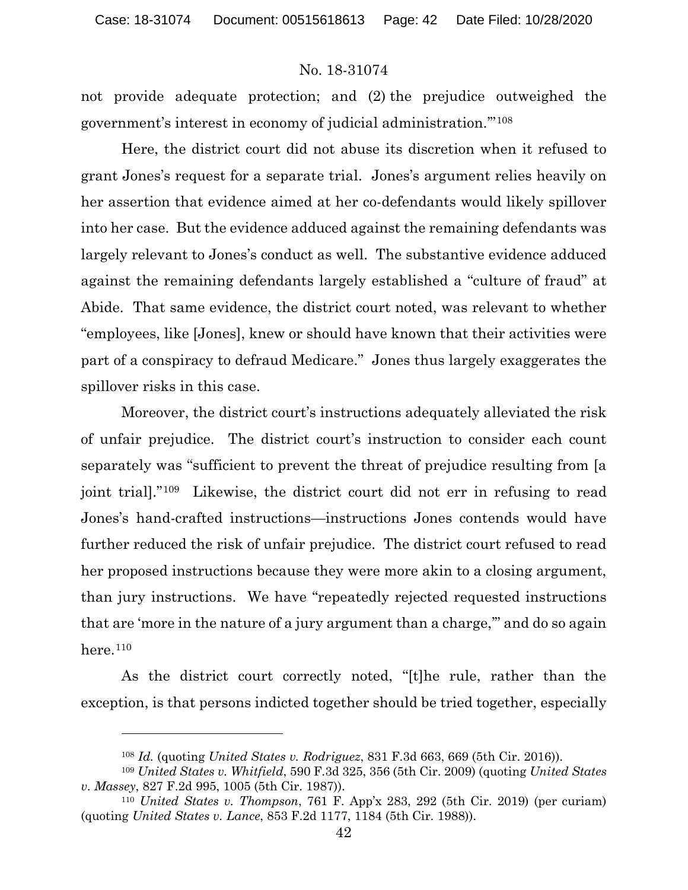not provide adequate protection; and (2) the prejudice outweighed the government's interest in economy of judicial administration.'"[108]

Here, the district court did not abuse its discretion when it refused to grant Jones's request for a separate trial. Jones's argument relies heavily on her assertion that evidence aimed at her co-defendants would likely spillover into her case. But the evidence adduced against the remaining defendants was largely relevant to Jones's conduct as well. The substantive evidence adduced against the remaining defendants largely established a "culture of fraud" at Abide. That same evidence, the district court noted, was relevant to whether "employees, like [Jones], knew or should have known that their activities were part of a conspiracy to defraud Medicare." Jones thus largely exaggerates the spillover risks in this case.

Moreover, the district court's instructions adequately alleviated the risk of unfair prejudice. The district court's instruction to consider each count separately was "sufficient to prevent the threat of prejudice resulting from [a joint trial]."[109] Likewise, the district court did not err in refusing to read Jones's hand-crafted instructions—instructions Jones contends would have further reduced the risk of unfair prejudice. The district court refused to read her proposed instructions because they were more akin to a closing argument, than jury instructions. We have "repeatedly rejected requested instructions that are 'more in the nature of a jury argument than a charge,'" and do so again here.[110]

As the district court correctly noted, "[t]he rule, rather than the exception, is that persons indicted together should be tried together, especially

---

[108] *Id.* (quoting *United States v. Rodriguez*, 831 F.3d 663, 669 (5th Cir. 2016)).

[109] *United States v. Whitfield*, 590 F.3d 325, 356 (5th Cir. 2009) (quoting *United States v. Massey*, 827 F.2d 995, 1005 (5th Cir. 1987)).

[110] *United States v. Thompson*, 761 F. App'x 283, 292 (5th Cir. 2019) (per curiam) (quoting *United States v. Lance*, 853 F.2d 1177, 1184 (5th Cir. 1988)).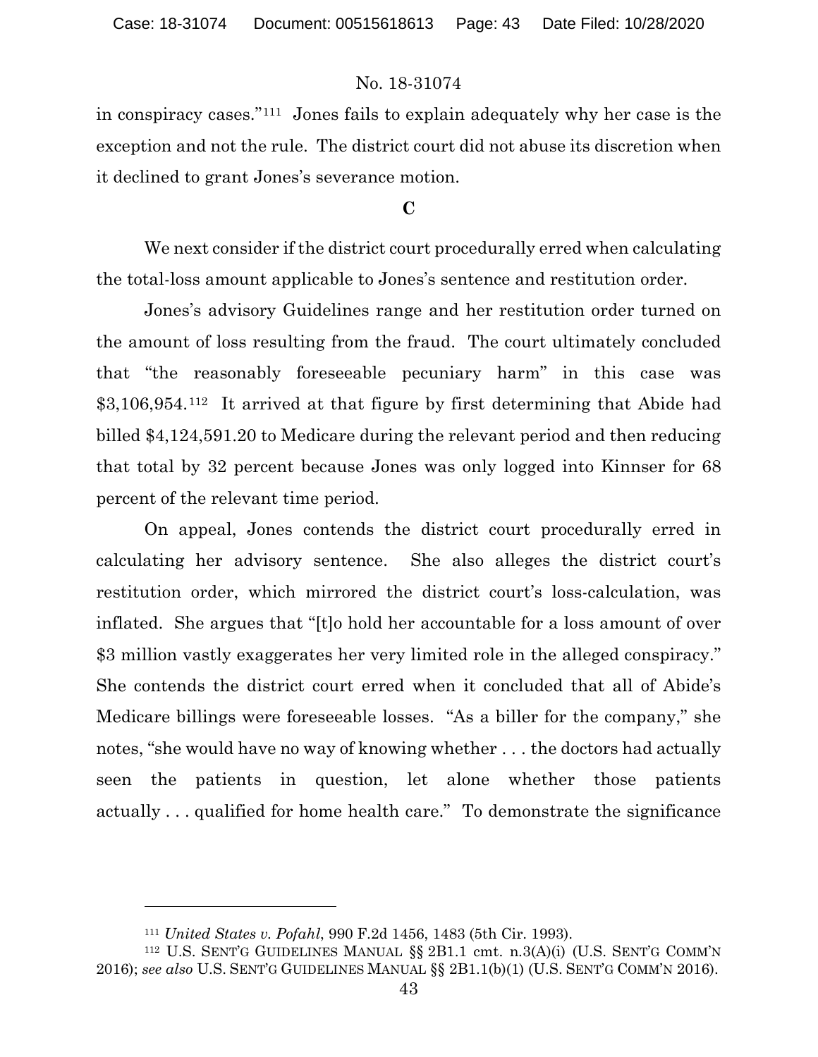in conspiracy cases."[111] Jones fails to explain adequately why her case is the exception and not the rule. The district court did not abuse its discretion when it declined to grant Jones's severance motion.

### C

We next consider if the district court procedurally erred when calculating the total-loss amount applicable to Jones's sentence and restitution order.

Jones's advisory Guidelines range and her restitution order turned on the amount of loss resulting from the fraud. The court ultimately concluded that "the reasonably foreseeable pecuniary harm" in this case was $3,106,954.[112] It arrived at that figure by first determining that Abide had billed $4,124,591.20 to Medicare during the relevant period and then reducing that total by 32 percent because Jones was only logged into Kinnser for 68 percent of the relevant time period.

On appeal, Jones contends the district court procedurally erred in calculating her advisory sentence. She also alleges the district court's restitution order, which mirrored the district court's loss-calculation, was inflated. She argues that "[t]o hold her accountable for a loss amount of over $3 million vastly exaggerates her very limited role in the alleged conspiracy." She contends the district court erred when it concluded that all of Abide's Medicare billings were foreseeable losses. "As a biller for the company," she notes, "she would have no way of knowing whether . . . the doctors had actually seen the patients in question, let alone whether those patients actually . . . qualified for home health care." To demonstrate the significance

---

[111] *United States v. Pofahl*, 990 F.2d 1456, 1483 (5th Cir. 1993).

[112] U.S. SENT'G GUIDELINES MANUAL §§ 2B1.1 cmt. n.3(A)(i) (U.S. SENT'G COMM'N 2016); *see also* U.S. SENT'G GUIDELINES MANUAL §§ 2B1.1(b)(1) (U.S. SENT'G COMM'N 2016).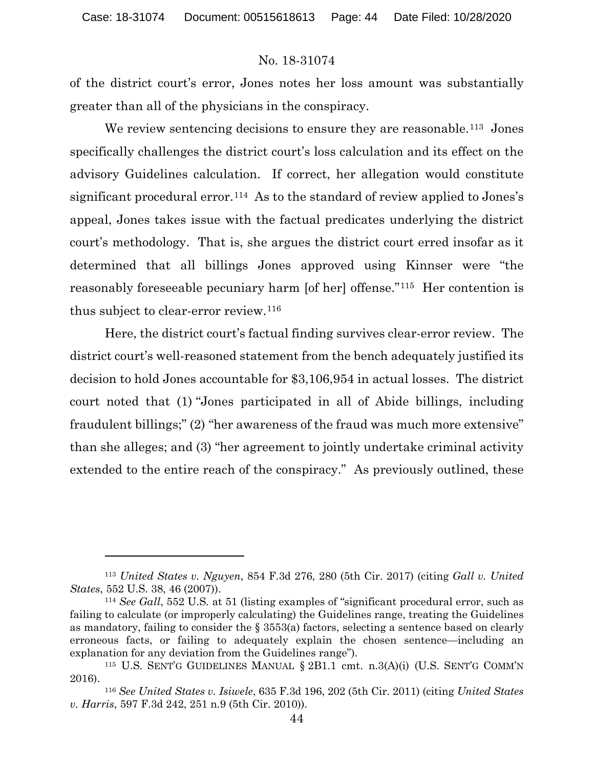of the district court's error, Jones notes her loss amount was substantially greater than all of the physicians in the conspiracy.

We review sentencing decisions to ensure they are reasonable.[113] Jones specifically challenges the district court's loss calculation and its effect on the advisory Guidelines calculation. If correct, her allegation would constitute significant procedural error.[114] As to the standard of review applied to Jones's appeal, Jones takes issue with the factual predicates underlying the district court's methodology. That is, she argues the district court erred insofar as it determined that all billings Jones approved using Kinnser were "the reasonably foreseeable pecuniary harm [of her] offense."[115] Her contention is thus subject to clear-error review.[116]

Here, the district court's factual finding survives clear-error review. The district court's well-reasoned statement from the bench adequately justified its decision to hold Jones accountable for $3,106,954 in actual losses. The district court noted that (1) "Jones participated in all of Abide billings, including fraudulent billings;" (2) "her awareness of the fraud was much more extensive" than she alleges; and (3) "her agreement to jointly undertake criminal activity extended to the entire reach of the conspiracy." As previously outlined, these

---

[113] *United States v. Nguyen*, 854 F.3d 276, 280 (5th Cir. 2017) (citing *Gall v. United States*, 552 U.S. 38, 46 (2007)).

[114] *See Gall*, 552 U.S. at 51 (listing examples of "significant procedural error, such as failing to calculate (or improperly calculating) the Guidelines range, treating the Guidelines as mandatory, failing to consider the § 3553(a) factors, selecting a sentence based on clearly erroneous facts, or failing to adequately explain the chosen sentence—including an explanation for any deviation from the Guidelines range").

[115] U.S. SENT'G GUIDELINES MANUAL § 2B1.1 cmt. n.3(A)(i) (U.S. SENT'G COMM'N 2016).

[116] *See United States v. Isiwele*, 635 F.3d 196, 202 (5th Cir. 2011) (citing *United States v. Harris*, 597 F.3d 242, 251 n.9 (5th Cir. 2010)).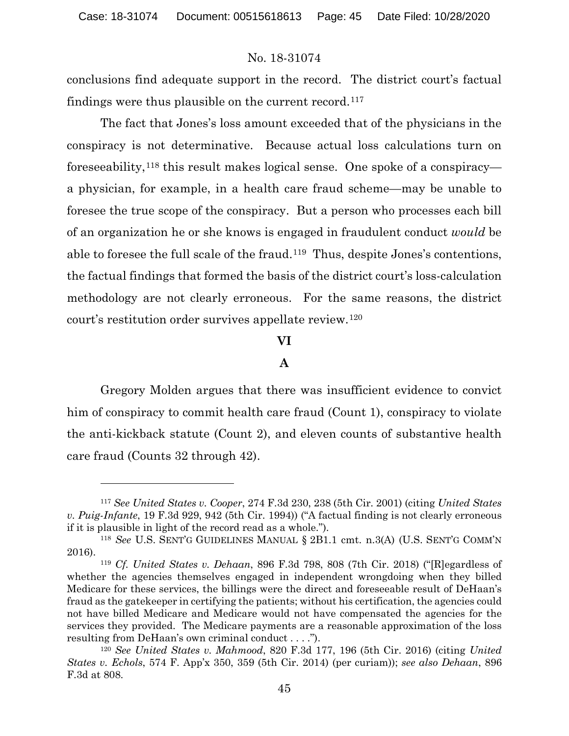conclusions find adequate support in the record. The district court's factual findings were thus plausible on the current record.[117]

The fact that Jones's loss amount exceeded that of the physicians in the conspiracy is not determinative. Because actual loss calculations turn on foreseeability,[118] this result makes logical sense. One spoke of a conspiracy—a physician, for example, in a health care fraud scheme—may be unable to foresee the true scope of the conspiracy. But a person who processes each bill of an organization he or she knows is engaged in fraudulent conduct *would* be able to foresee the full scale of the fraud.[119] Thus, despite Jones's contentions, the factual findings that formed the basis of the district court's loss-calculation methodology are not clearly erroneous. For the same reasons, the district court's restitution order survives appellate review.[120]

## VI

### A

Gregory Molden argues that there was insufficient evidence to convict him of conspiracy to commit health care fraud (Count 1), conspiracy to violate the anti-kickback statute (Count 2), and eleven counts of substantive health care fraud (Counts 32 through 42).

---

[117] *See United States v. Cooper*, 274 F.3d 230, 238 (5th Cir. 2001) (citing *United States v. Puig-Infante*, 19 F.3d 929, 942 (5th Cir. 1994)) ("A factual finding is not clearly erroneous if it is plausible in light of the record read as a whole.").

[118] *See* U.S. SENT'G GUIDELINES MANUAL § 2B1.1 cmt. n.3(A) (U.S. SENT'G COMM'N 2016).

[119] *Cf. United States v. Dehaan*, 896 F.3d 798, 808 (7th Cir. 2018) ("[R]egardless of whether the agencies themselves engaged in independent wrongdoing when they billed Medicare for these services, the billings were the direct and foreseeable result of DeHaan's fraud as the gatekeeper in certifying the patients; without his certification, the agencies could not have billed Medicare and Medicare would not have compensated the agencies for the services they provided. The Medicare payments are a reasonable approximation of the loss resulting from DeHaan's own criminal conduct . . . .").

[120] *See United States v. Mahmood*, 820 F.3d 177, 196 (5th Cir. 2016) (citing *United States v. Echols*, 574 F. App'x 350, 359 (5th Cir. 2014) (per curiam)); *see also Dehaan*, 896 F.3d at 808.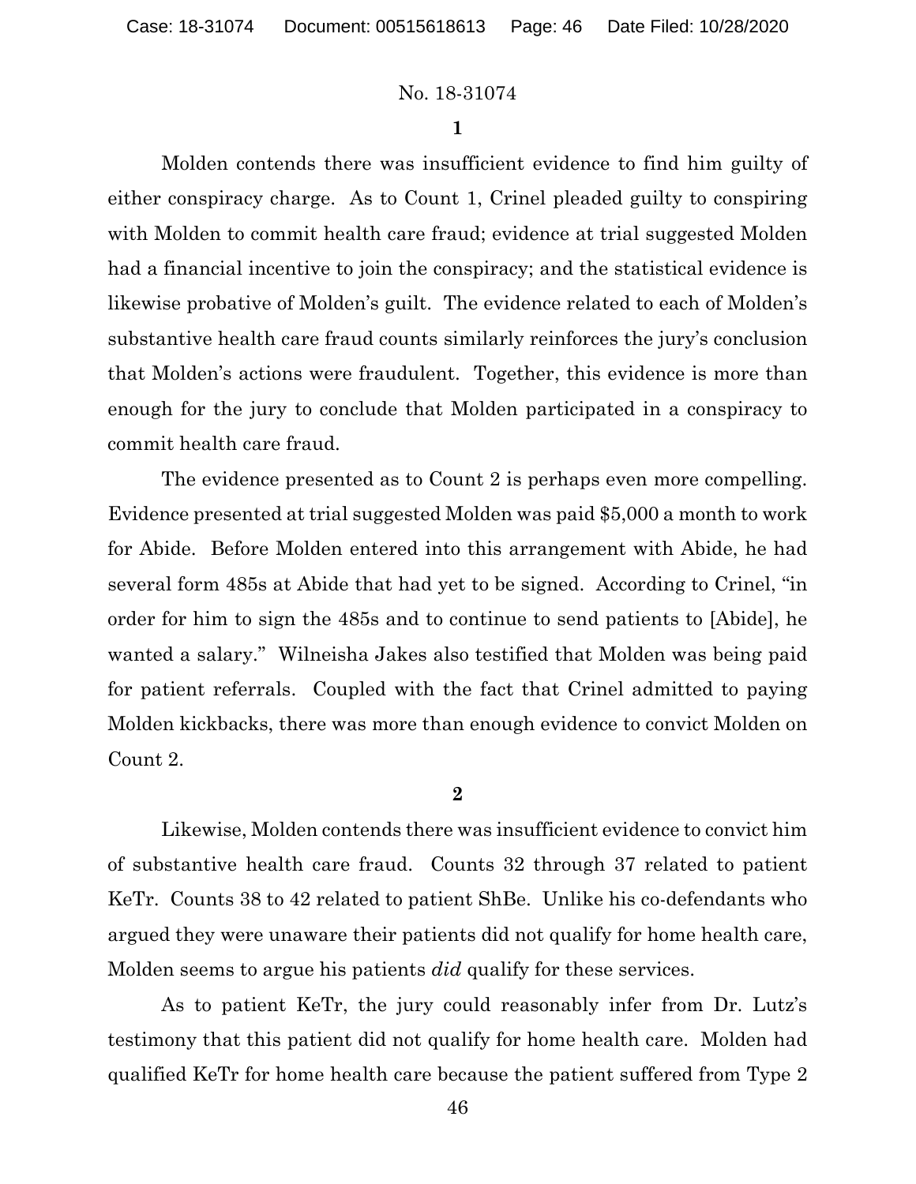No. 18-31074

**1**

Molden contends there was insufficient evidence to find him guilty of either conspiracy charge. As to Count 1, Crinel pleaded guilty to conspiring with Molden to commit health care fraud; evidence at trial suggested Molden had a financial incentive to join the conspiracy; and the statistical evidence is likewise probative of Molden's guilt. The evidence related to each of Molden's substantive health care fraud counts similarly reinforces the jury's conclusion that Molden's actions were fraudulent. Together, this evidence is more than enough for the jury to conclude that Molden participated in a conspiracy to commit health care fraud.

The evidence presented as to Count 2 is perhaps even more compelling. Evidence presented at trial suggested Molden was paid \$5,000 a month to work for Abide. Before Molden entered into this arrangement with Abide, he had several form 485s at Abide that had yet to be signed. According to Crinel, "in order for him to sign the 485s and to continue to send patients to [Abide], he wanted a salary." Wilneisha Jakes also testified that Molden was being paid for patient referrals. Coupled with the fact that Crinel admitted to paying Molden kickbacks, there was more than enough evidence to convict Molden on Count 2.

**2**

Likewise, Molden contends there was insufficient evidence to convict him of substantive health care fraud. Counts 32 through 37 related to patient KeTr. Counts 38 to 42 related to patient ShBe. Unlike his co-defendants who argued they were unaware their patients did not qualify for home health care, Molden seems to argue his patients *did* qualify for these services.

As to patient KeTr, the jury could reasonably infer from Dr. Lutz's testimony that this patient did not qualify for home health care. Molden had qualified KeTr for home health care because the patient suffered from Type 2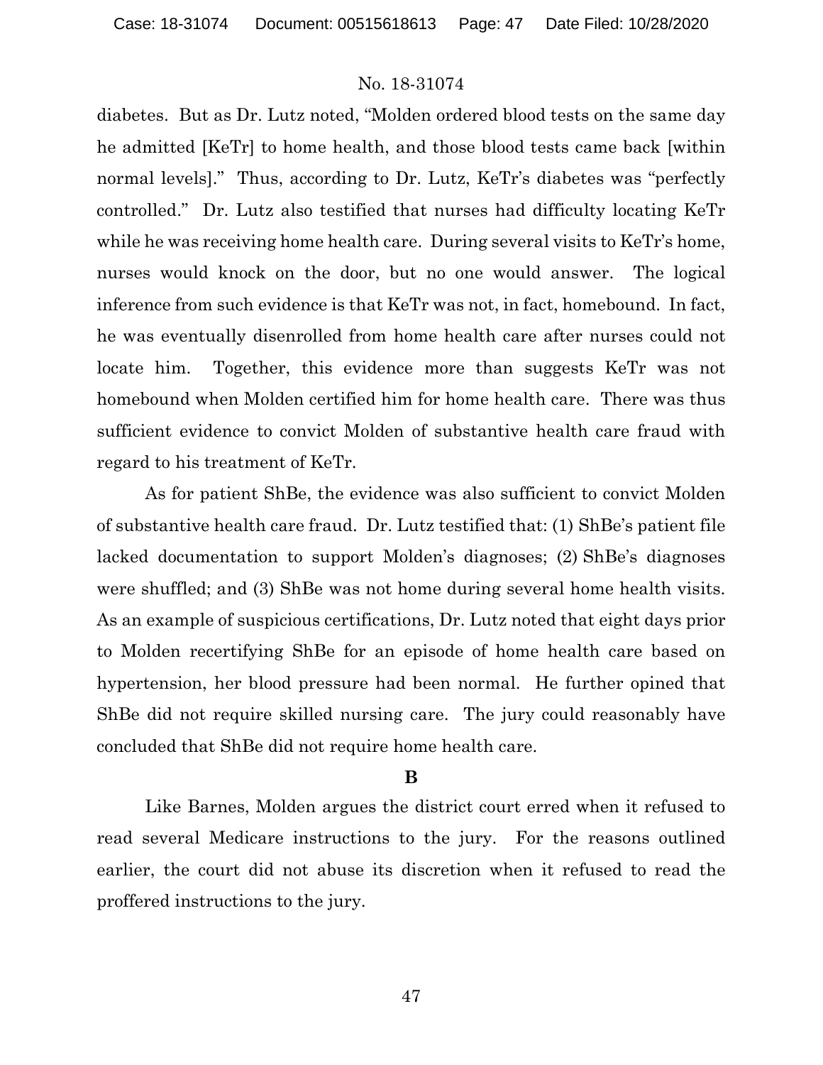diabetes. But as Dr. Lutz noted, "Molden ordered blood tests on the same day he admitted [KeTr] to home health, and those blood tests came back [within normal levels]." Thus, according to Dr. Lutz, KeTr's diabetes was "perfectly controlled." Dr. Lutz also testified that nurses had difficulty locating KeTr while he was receiving home health care. During several visits to KeTr's home, nurses would knock on the door, but no one would answer. The logical inference from such evidence is that KeTr was not, in fact, homebound. In fact, he was eventually disenrolled from home health care after nurses could not locate him. Together, this evidence more than suggests KeTr was not homebound when Molden certified him for home health care. There was thus sufficient evidence to convict Molden of substantive health care fraud with regard to his treatment of KeTr.

As for patient ShBe, the evidence was also sufficient to convict Molden of substantive health care fraud. Dr. Lutz testified that: (1) ShBe's patient file lacked documentation to support Molden's diagnoses; (2) ShBe's diagnoses were shuffled; and (3) ShBe was not home during several home health visits. As an example of suspicious certifications, Dr. Lutz noted that eight days prior to Molden recertifying ShBe for an episode of home health care based on hypertension, her blood pressure had been normal. He further opined that ShBe did not require skilled nursing care. The jury could reasonably have concluded that ShBe did not require home health care.

### B

Like Barnes, Molden argues the district court erred when it refused to read several Medicare instructions to the jury. For the reasons outlined earlier, the court did not abuse its discretion when it refused to read the proffered instructions to the jury.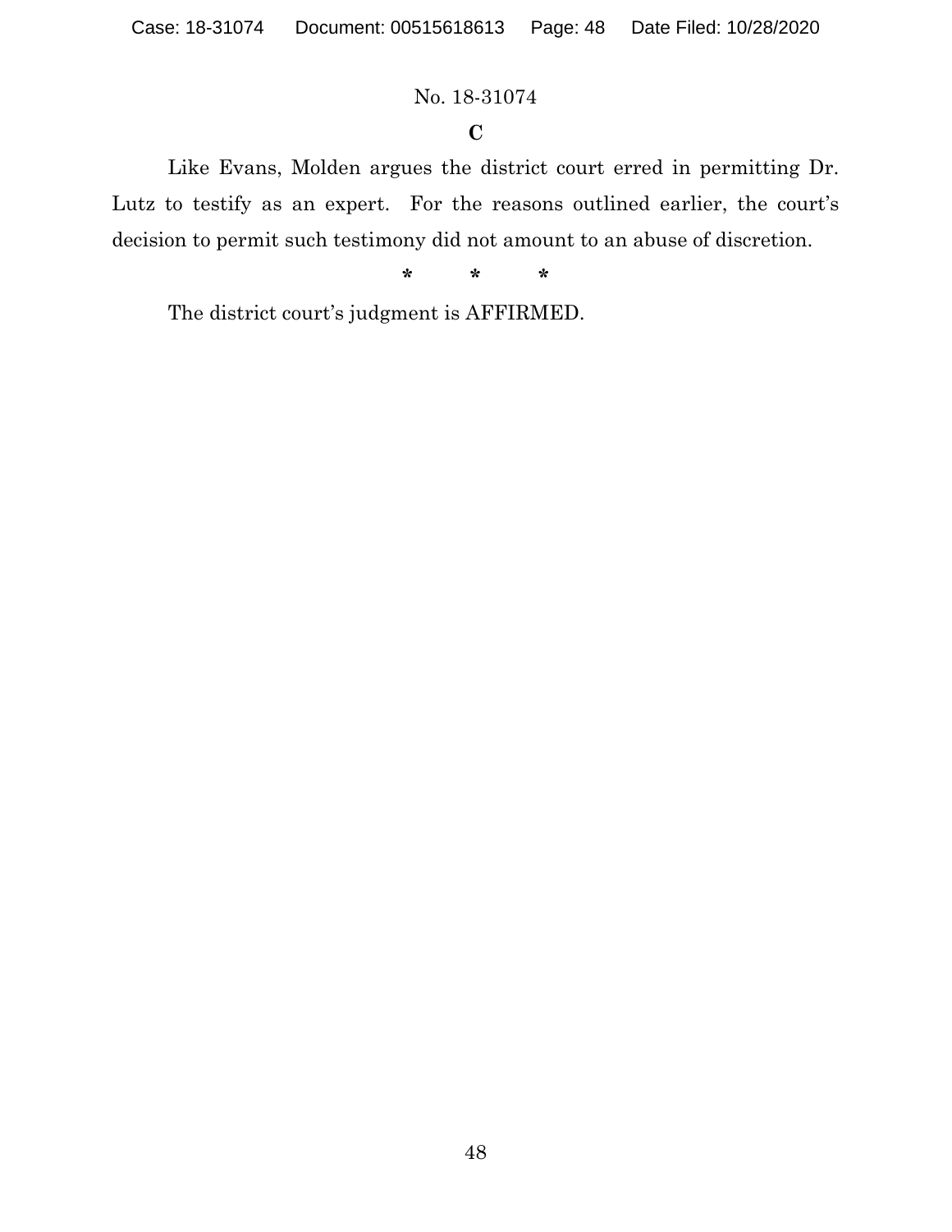### C

Like Evans, Molden argues the district court erred in permitting Dr. Lutz to testify as an expert. For the reasons outlined earlier, the court's decision to permit such testimony did not amount to an abuse of discretion.

\* \* \*

The district court's judgment is AFFIRMED.